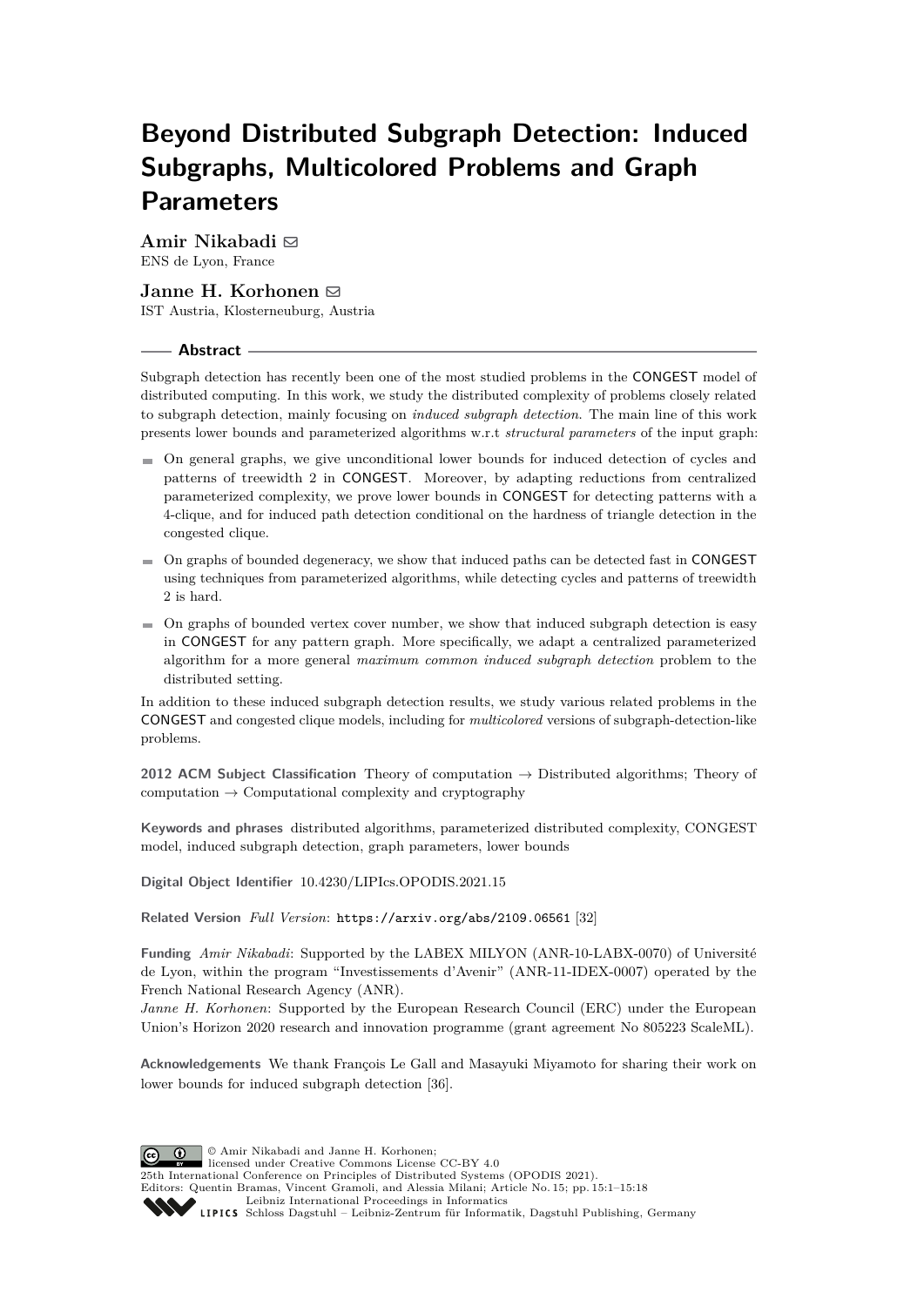# Beyond Distributed Subgraph Detection: Induced Subgraphs, Multicolored Problems and Graph Parameters

**Amir Nikabadi** ✉
ENS de Lyon, France

**Janne H. Korhonen** ✉
IST Austria, Klosterneuburg, Austria

## Abstract

Subgraph detection has recently been one of the most studied problems in the CONGEST model of distributed computing. In this work, we study the distributed complexity of problems closely related to subgraph detection, mainly focusing on *induced subgraph detection*. The main line of this work presents lower bounds and parameterized algorithms w.r.t *structural parameters* of the input graph:

- On general graphs, we give unconditional lower bounds for induced detection of cycles and patterns of treewidth 2 in CONGEST. Moreover, by adapting reductions from centralized parameterized complexity, we prove lower bounds in CONGEST for detecting patterns with a 4-clique, and for induced path detection conditional on the hardness of triangle detection in the congested clique.
- On graphs of bounded degeneracy, we show that induced paths can be detected fast in CONGEST using techniques from parameterized algorithms, while detecting cycles and patterns of treewidth 2 is hard.
- On graphs of bounded vertex cover number, we show that induced subgraph detection is easy in CONGEST for any pattern graph. More specifically, we adapt a centralized parameterized algorithm for a more general *maximum common induced subgraph detection* problem to the distributed setting.

In addition to these induced subgraph detection results, we study various related problems in the CONGEST and congested clique models, including for *multicolored* versions of subgraph-detection-like problems.

**2012 ACM Subject Classification** Theory of computation → Distributed algorithms; Theory of computation → Computational complexity and cryptography

**Keywords and phrases** distributed algorithms, parameterized distributed complexity, CONGEST model, induced subgraph detection, graph parameters, lower bounds

**Digital Object Identifier** 10.4230/LIPIcs.OPODIS.2021.15

**Related Version** *Full Version*: https://arxiv.org/abs/2109.06561 [32]

**Funding** *Amir Nikabadi*: Supported by the LABEX MILYON (ANR-10-LABX-0070) of Université de Lyon, within the program "Investissements d'Avenir" (ANR-11-IDEX-0007) operated by the French National Research Agency (ANR).
*Janne H. Korhonen*: Supported by the European Research Council (ERC) under the European Union's Horizon 2020 research and innovation programme (grant agreement No 805223 ScaleML).

**Acknowledgements** We thank François Le Gall and Masayuki Miyamoto for sharing their work on lower bounds for induced subgraph detection [36].

© Amir Nikabadi and Janne H. Korhonen;
licensed under Creative Commons License CC-BY 4.0
25th International Conference on Principles of Distributed Systems (OPODIS 2021).
Editors: Quentin Bramas, Vincent Gramoli, and Alessia Milani; Article No. 15; pp. 15:1–15:18
Leibniz International Proceedings in Informatics
Schloss Dagstuhl – Leibniz-Zentrum für Informatik, Dagstuhl Publishing, Germany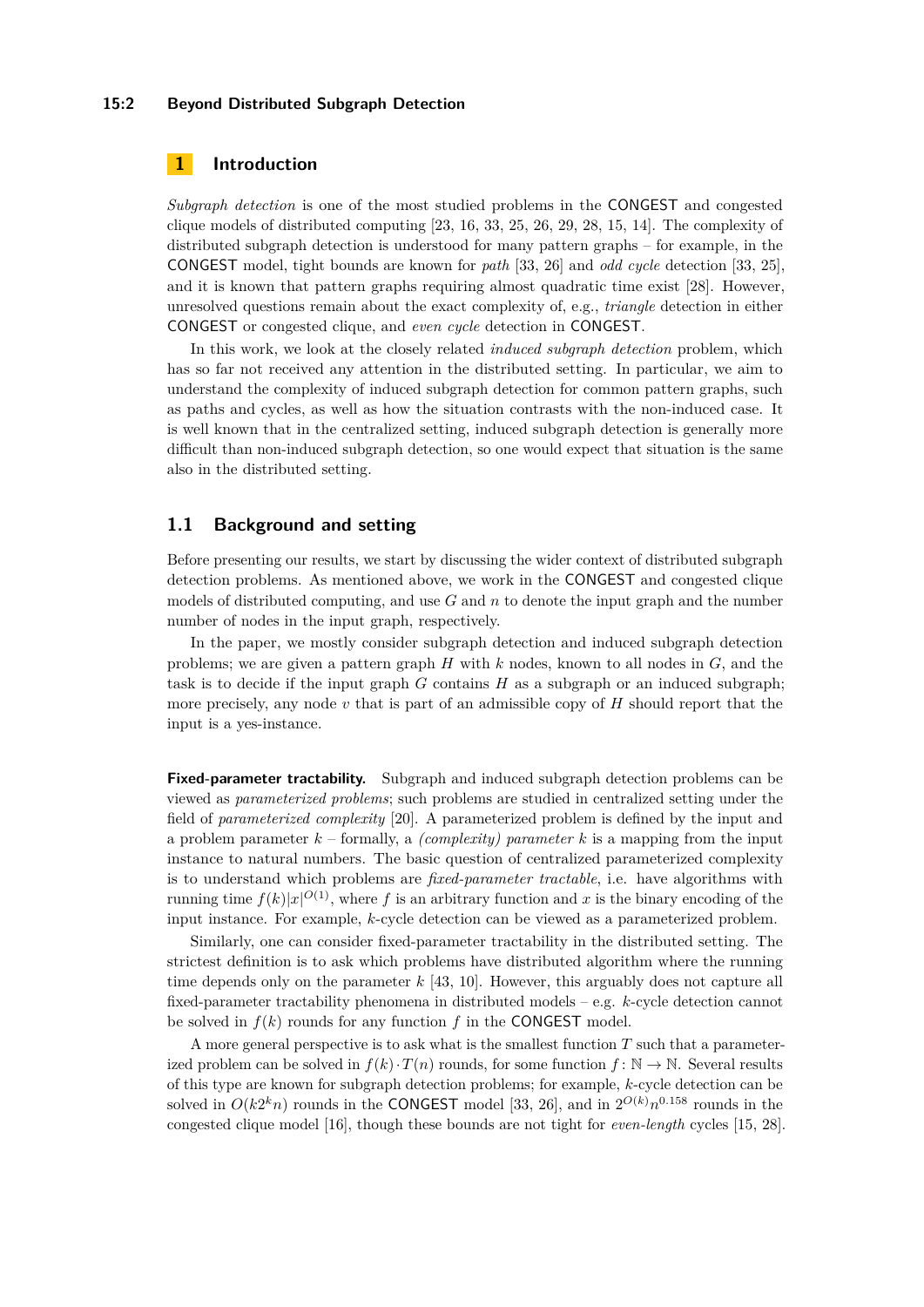# 1 Introduction

*Subgraph detection* is one of the most studied problems in the CONGEST and congested clique models of distributed computing [23, 16, 33, 25, 26, 29, 28, 15, 14]. The complexity of distributed subgraph detection is understood for many pattern graphs – for example, in the CONGEST model, tight bounds are known for *path* [33, 26] and *odd cycle* detection [33, 25], and it is known that pattern graphs requiring almost quadratic time exist [28]. However, unresolved questions remain about the exact complexity of, e.g., *triangle* detection in either CONGEST or congested clique, and *even cycle* detection in CONGEST.

In this work, we look at the closely related *induced subgraph detection* problem, which has so far not received any attention in the distributed setting. In particular, we aim to understand the complexity of induced subgraph detection for common pattern graphs, such as paths and cycles, as well as how the situation contrasts with the non-induced case. It is well known that in the centralized setting, induced subgraph detection is generally more difficult than non-induced subgraph detection, so one would expect that situation is the same also in the distributed setting.

## 1.1 Background and setting

Before presenting our results, we start by discussing the wider context of distributed subgraph detection problems. As mentioned above, we work in the CONGEST and congested clique models of distributed computing, and use $G$ and $n$ to denote the input graph and the number number of nodes in the input graph, respectively.

In the paper, we mostly consider subgraph detection and induced subgraph detection problems; we are given a pattern graph $H$ with $k$ nodes, known to all nodes in $G$, and the task is to decide if the input graph $G$ contains $H$ as a subgraph or an induced subgraph; more precisely, any node $v$ that is part of an admissible copy of $H$ should report that the input is a yes-instance.

**Fixed-parameter tractability.** Subgraph and induced subgraph detection problems can be viewed as *parameterized problems*; such problems are studied in centralized setting under the field of *parameterized complexity* [20]. A parameterized problem is defined by the input and a problem parameter $k$ – formally, a *(complexity) parameter* $k$ is a mapping from the input instance to natural numbers. The basic question of centralized parameterized complexity is to understand which problems are *fixed-parameter tractable*, i.e. have algorithms with running time $f(k)|x|^{O(1)}$, where $f$ is an arbitrary function and $x$ is the binary encoding of the input instance. For example, $k$-cycle detection can be viewed as a parameterized problem.

Similarly, one can consider fixed-parameter tractability in the distributed setting. The strictest definition is to ask which problems have distributed algorithm where the running time depends only on the parameter $k$ [43, 10]. However, this arguably does not capture all fixed-parameter tractability phenomena in distributed models – e.g. $k$-cycle detection cannot be solved in $f(k)$ rounds for any function $f$ in the CONGEST model.

A more general perspective is to ask what is the smallest function $T$ such that a parameterized problem can be solved in $f(k) \cdot T(n)$ rounds, for some function $f\colon \mathbb{N} \to \mathbb{N}$. Several results of this type are known for subgraph detection problems; for example, $k$-cycle detection can be solved in $O(k2^k n)$ rounds in the CONGEST model [33, 26], and in $2^{O(k)} n^{0.158}$ rounds in the congested clique model [16], though these bounds are not tight for *even-length* cycles [15, 28].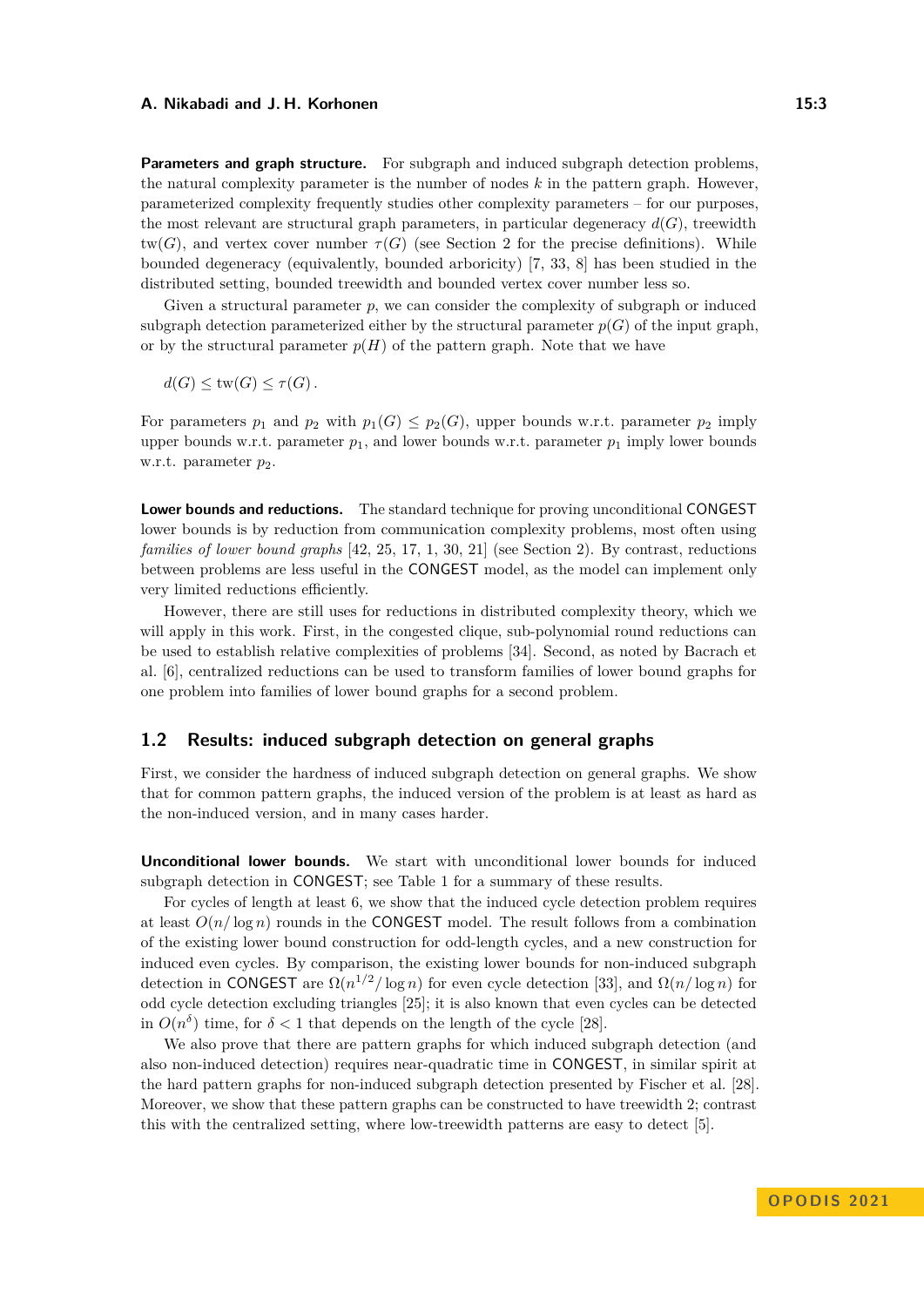**Parameters and graph structure.** For subgraph and induced subgraph detection problems, the natural complexity parameter is the number of nodes $k$ in the pattern graph. However, parameterized complexity frequently studies other complexity parameters – for our purposes, the most relevant are structural graph parameters, in particular degeneracy $d(G)$, treewidth $\mathrm{tw}(G)$, and vertex cover number $\tau(G)$ (see Section 2 for the precise definitions). While bounded degeneracy (equivalently, bounded arboricity) [7, 33, 8] has been studied in the distributed setting, bounded treewidth and bounded vertex cover number less so.

Given a structural parameter $p$, we can consider the complexity of subgraph or induced subgraph detection parameterized either by the structural parameter $p(G)$ of the input graph, or by the structural parameter $p(H)$ of the pattern graph. Note that we have

$$d(G) \leq \mathrm{tw}(G) \leq \tau(G)\,.$$

For parameters $p_1$ and $p_2$ with $p_1(G) \leq p_2(G)$, upper bounds w.r.t. parameter $p_2$ imply upper bounds w.r.t. parameter $p_1$, and lower bounds w.r.t. parameter $p_1$ imply lower bounds w.r.t. parameter $p_2$.

**Lower bounds and reductions.** The standard technique for proving unconditional CONGEST lower bounds is by reduction from communication complexity problems, most often using *families of lower bound graphs* [42, 25, 17, 1, 30, 21] (see Section 2). By contrast, reductions between problems are less useful in the CONGEST model, as the model can implement only very limited reductions efficiently.

However, there are still uses for reductions in distributed complexity theory, which we will apply in this work. First, in the congested clique, sub-polynomial round reductions can be used to establish relative complexities of problems [34]. Second, as noted by Bacrach et al. [6], centralized reductions can be used to transform families of lower bound graphs for one problem into families of lower bound graphs for a second problem.

## 1.2 Results: induced subgraph detection on general graphs

First, we consider the hardness of induced subgraph detection on general graphs. We show that for common pattern graphs, the induced version of the problem is at least as hard as the non-induced version, and in many cases harder.

**Unconditional lower bounds.** We start with unconditional lower bounds for induced subgraph detection in CONGEST; see Table 1 for a summary of these results.

For cycles of length at least 6, we show that the induced cycle detection problem requires at least $O(n/\log n)$ rounds in the CONGEST model. The result follows from a combination of the existing lower bound construction for odd-length cycles, and a new construction for induced even cycles. By comparison, the existing lower bounds for non-induced subgraph detection in CONGEST are $\Omega(n^{1/2}/\log n)$ for even cycle detection [33], and $\Omega(n/\log n)$ for odd cycle detection excluding triangles [25]; it is also known that even cycles can be detected in $O(n^{\delta})$ time, for $\delta < 1$ that depends on the length of the cycle [28].

We also prove that there are pattern graphs for which induced subgraph detection (and also non-induced detection) requires near-quadratic time in CONGEST, in similar spirit at the hard pattern graphs for non-induced subgraph detection presented by Fischer et al. [28]. Moreover, we show that these pattern graphs can be constructed to have treewidth 2; contrast this with the centralized setting, where low-treewidth patterns are easy to detect [5].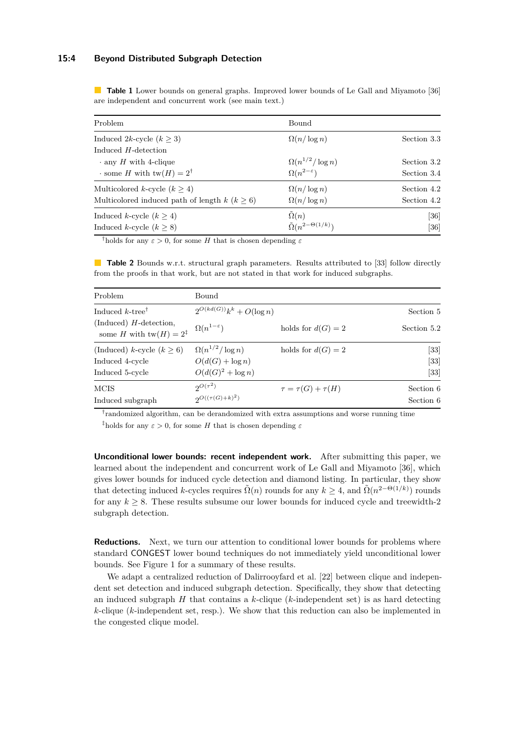**Table 1** Lower bounds on general graphs. Improved lower bounds of Le Gall and Miyamoto [36] are independent and concurrent work (see main text.)

| Problem | Bound | |
|---|---|---|
| Induced $2k$-cycle ($k \geq 3$) | $\Omega(n/\log n)$ | Section 3.3 |
| Induced $H$-detection | | |
| · any $H$ with 4-clique | $\Omega(n^{1/2}/\log n)$ | Section 3.2 |
| · some $H$ with $\mathrm{tw}(H) = 2^{\dagger}$ | $\Omega(n^{2-\varepsilon})$ | Section 3.4 |
| Multicolored $k$-cycle ($k \geq 4$) | $\Omega(n/\log n)$ | Section 4.2 |
| Multicolored induced path of length $k$ ($k \geq 6$) | $\Omega(n/\log n)$ | Section 4.2 |
| Induced $k$-cycle ($k \geq 4$) | $\tilde{\Omega}(n)$ | [36] |
| Induced $k$-cycle ($k \geq 8$) | $\tilde{\Omega}(n^{2-\Theta(1/k)})$ | [36] |

$^{\dagger}$holds for any $\varepsilon > 0$, for some $H$ that is chosen depending $\varepsilon$

**Table 2** Bounds w.r.t. structural graph parameters. Results attributed to [33] follow directly from the proofs in that work, but are not stated in that work for induced subgraphs.

| Problem | Bound | | |
|---|---|---|---|
| Induced $k$-tree$^{\dagger}$ | $2^{O(kd(G))}k^k + O(\log n)$ | | Section 5 |
| (Induced) $H$-detection, some $H$ with $\mathrm{tw}(H) = 2^{\ddagger}$ | $\Omega(n^{1-\varepsilon})$ | holds for $d(G) = 2$ | Section 5.2 |
| (Induced) $k$-cycle ($k \geq 6$) | $\Omega(n^{1/2}/\log n)$ | holds for $d(G) = 2$ | [33] |
| Induced 4-cycle | $O(d(G) + \log n)$ | | [33] |
| Induced 5-cycle | $O(d(G)^2 + \log n)$ | | [33] |
| MCIS | $2^{O(\tau^2)}$ | $\tau = \tau(G) + \tau(H)$ | Section 6 |
| Induced subgraph | $2^{O((\tau(G)+k)^2)}$ | | Section 6 |

$^{\dagger}$randomized algorithm, can be derandomized with extra assumptions and worse running time

$^{\ddagger}$holds for any $\varepsilon > 0$, for some $H$ that is chosen depending $\varepsilon$

**Unconditional lower bounds: recent independent work.** After submitting this paper, we learned about the independent and concurrent work of Le Gall and Miyamoto [36], which gives lower bounds for induced cycle detection and diamond listing. In particular, they show that detecting induced $k$-cycles requires $\tilde{\Omega}(n)$ rounds for any $k \geq 4$, and $\tilde{\Omega}(n^{2-\Theta(1/k)})$ rounds for any $k \geq 8$. These results subsume our lower bounds for induced cycle and treewidth-2 subgraph detection.

**Reductions.** Next, we turn our attention to conditional lower bounds for problems where standard CONGEST lower bound techniques do not immediately yield unconditional lower bounds. See Figure 1 for a summary of these results.

We adapt a centralized reduction of Dalirrooyfard et al. [22] between clique and independent set detection and induced subgraph detection. Specifically, they show that detecting an induced subgraph $H$ that contains a $k$-clique ($k$-independent set) is as hard detecting $k$-clique ($k$-independent set, resp.). We show that this reduction can also be implemented in the congested clique model.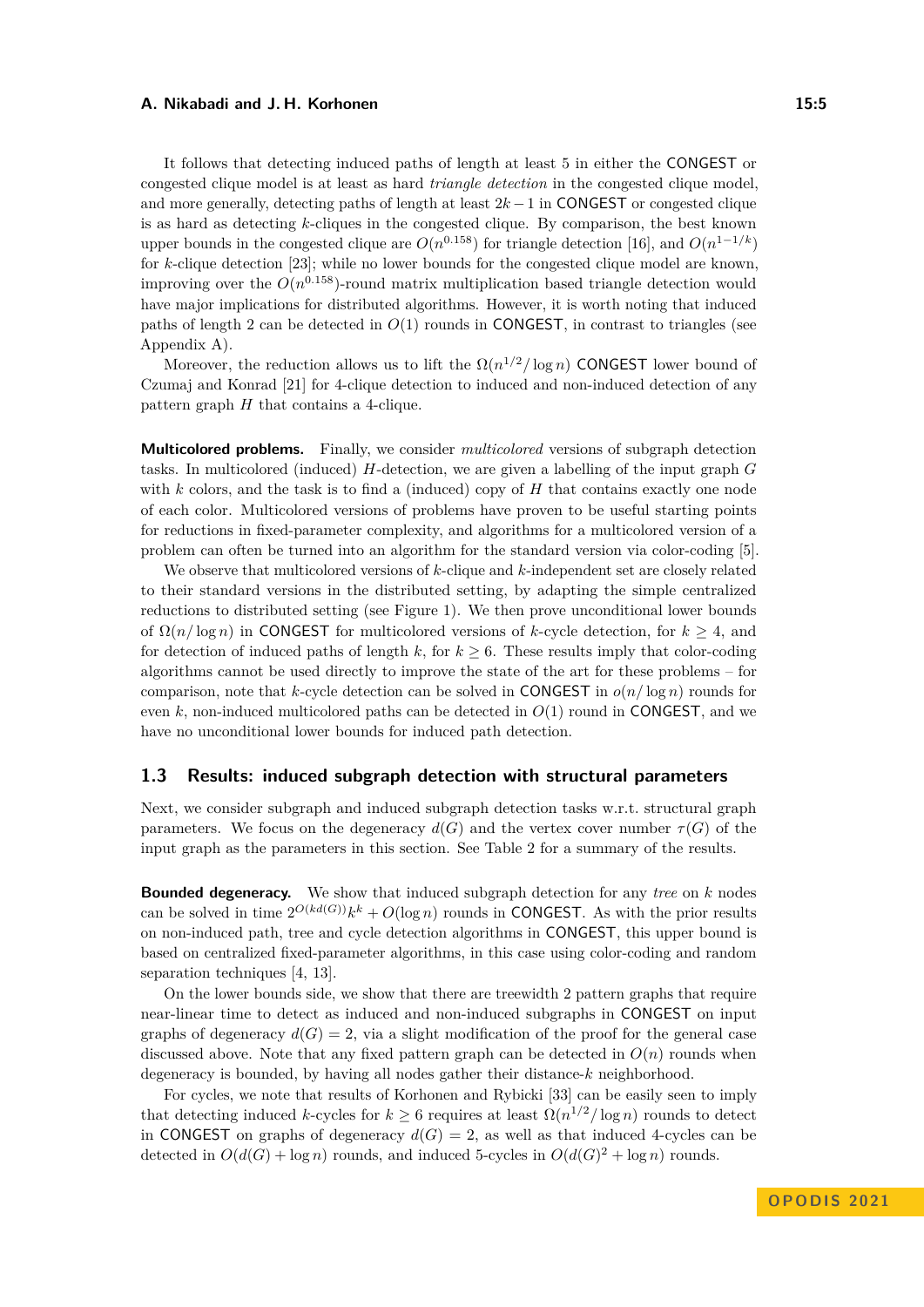It follows that detecting induced paths of length at least 5 in either the CONGEST or congested clique model is at least as hard *triangle detection* in the congested clique model, and more generally, detecting paths of length at least $2k-1$ in CONGEST or congested clique is as hard as detecting $k$-cliques in the congested clique. By comparison, the best known upper bounds in the congested clique are $O(n^{0.158})$ for triangle detection [16], and $O(n^{1-1/k})$ for $k$-clique detection [23]; while no lower bounds for the congested clique model are known, improving over the $O(n^{0.158})$-round matrix multiplication based triangle detection would have major implications for distributed algorithms. However, it is worth noting that induced paths of length 2 can be detected in $O(1)$ rounds in CONGEST, in contrast to triangles (see Appendix A).

Moreover, the reduction allows us to lift the $\Omega(n^{1/2}/\log n)$ CONGEST lower bound of Czumaj and Konrad [21] for 4-clique detection to induced and non-induced detection of any pattern graph $H$ that contains a 4-clique.

**Multicolored problems.** Finally, we consider *multicolored* versions of subgraph detection tasks. In multicolored (induced) $H$-detection, we are given a labelling of the input graph $G$ with $k$ colors, and the task is to find a (induced) copy of $H$ that contains exactly one node of each color. Multicolored versions of problems have proven to be useful starting points for reductions in fixed-parameter complexity, and algorithms for a multicolored version of a problem can often be turned into an algorithm for the standard version via color-coding [5].

We observe that multicolored versions of $k$-clique and $k$-independent set are closely related to their standard versions in the distributed setting, by adapting the simple centralized reductions to distributed setting (see Figure 1). We then prove unconditional lower bounds of $\Omega(n/\log n)$ in CONGEST for multicolored versions of $k$-cycle detection, for $k \geq 4$, and for detection of induced paths of length $k$, for $k \geq 6$. These results imply that color-coding algorithms cannot be used directly to improve the state of the art for these problems – for comparison, note that $k$-cycle detection can be solved in CONGEST in $o(n/\log n)$ rounds for even $k$, non-induced multicolored paths can be detected in $O(1)$ round in CONGEST, and we have no unconditional lower bounds for induced path detection.

## 1.3 Results: induced subgraph detection with structural parameters

Next, we consider subgraph and induced subgraph detection tasks w.r.t. structural graph parameters. We focus on the degeneracy $d(G)$ and the vertex cover number $\tau(G)$ of the input graph as the parameters in this section. See Table 2 for a summary of the results.

**Bounded degeneracy.** We show that induced subgraph detection for any *tree* on $k$ nodes can be solved in time $2^{O(kd(G))}k^k + O(\log n)$ rounds in CONGEST. As with the prior results on non-induced path, tree and cycle detection algorithms in CONGEST, this upper bound is based on centralized fixed-parameter algorithms, in this case using color-coding and random separation techniques [4, 13].

On the lower bounds side, we show that there are treewidth 2 pattern graphs that require near-linear time to detect as induced and non-induced subgraphs in CONGEST on input graphs of degeneracy $d(G) = 2$, via a slight modification of the proof for the general case discussed above. Note that any fixed pattern graph can be detected in $O(n)$ rounds when degeneracy is bounded, by having all nodes gather their distance-$k$ neighborhood.

For cycles, we note that results of Korhonen and Rybicki [33] can be easily seen to imply that detecting induced $k$-cycles for $k \geq 6$ requires at least $\Omega(n^{1/2}/\log n)$ rounds to detect in CONGEST on graphs of degeneracy $d(G) = 2$, as well as that induced 4-cycles can be detected in $O(d(G) + \log n)$ rounds, and induced 5-cycles in $O(d(G)^2 + \log n)$ rounds.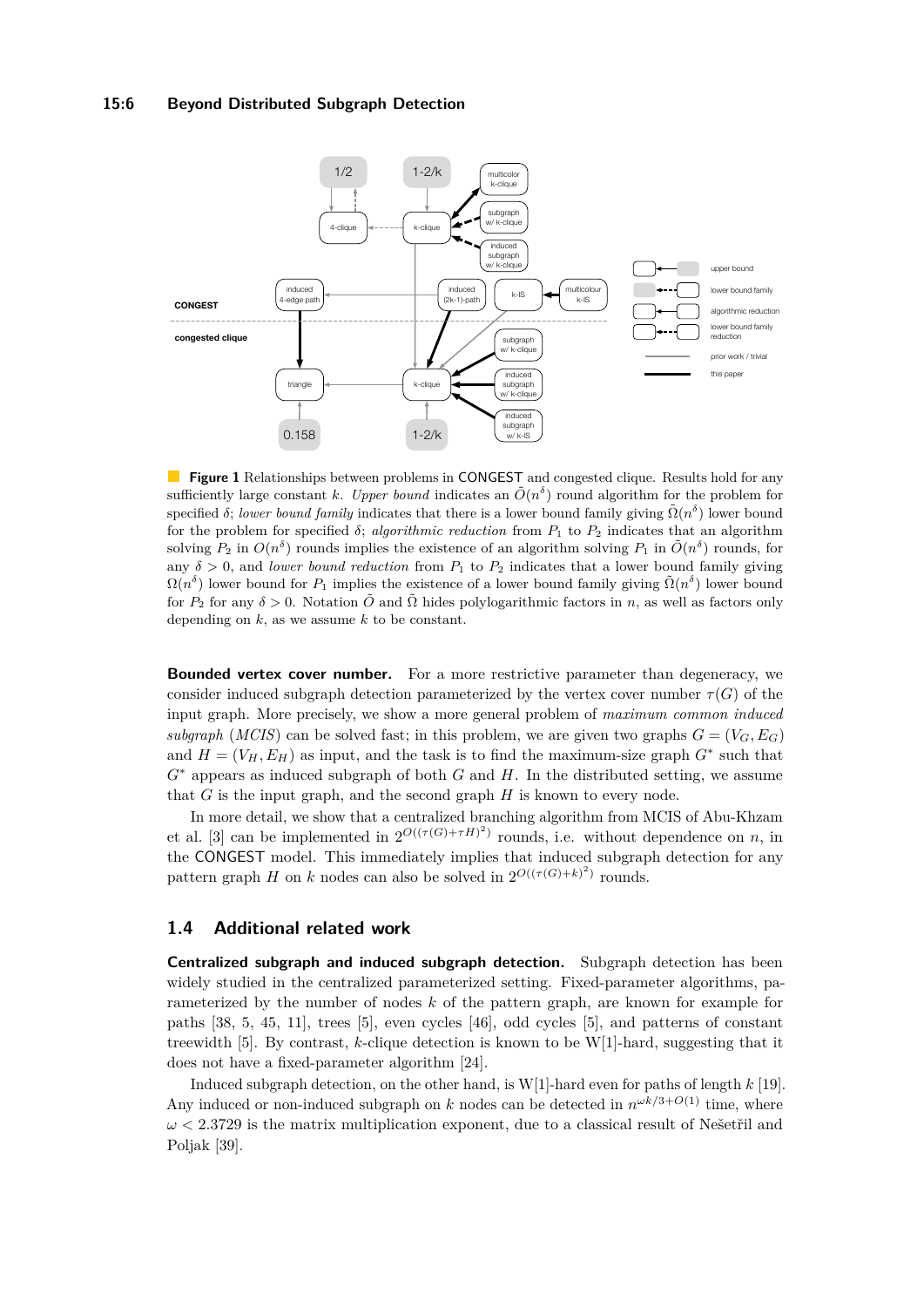**Figure 1** Relationships between problems in CONGEST and congested clique. Results hold for any sufficiently large constant $k$. *Upper bound* indicates an $\tilde{O}(n^{\delta})$ round algorithm for the problem for specified $\delta$; *lower bound family* indicates that there is a lower bound family giving $\tilde{\Omega}(n^{\delta})$ lower bound for the problem for specified $\delta$; *algorithmic reduction* from $P_1$ to $P_2$ indicates that an algorithm solving $P_2$ in $O(n^{\delta})$ rounds implies the existence of an algorithm solving $P_1$ in $\tilde{O}(n^{\delta})$ rounds, for any $\delta > 0$, and *lower bound reduction* from $P_1$ to $P_2$ indicates that a lower bound family giving $\Omega(n^{\delta})$ lower bound for $P_1$ implies the existence of a lower bound family giving $\tilde{\Omega}(n^{\delta})$ lower bound for $P_2$ for any $\delta > 0$. Notation $\tilde{O}$ and $\tilde{\Omega}$ hides polylogarithmic factors in $n$, as well as factors only depending on $k$, as we assume $k$ to be constant.

**Bounded vertex cover number.** For a more restrictive parameter than degeneracy, we consider induced subgraph detection parameterized by the vertex cover number $\tau(G)$ of the input graph. More precisely, we show a more general problem of *maximum common induced subgraph* (*MCIS*) can be solved fast; in this problem, we are given two graphs $G = (V_G, E_G)$ and $H = (V_H, E_H)$ as input, and the task is to find the maximum-size graph $G^*$ such that $G^*$ appears as induced subgraph of both $G$ and $H$. In the distributed setting, we assume that $G$ is the input graph, and the second graph $H$ is known to every node.

In more detail, we show that a centralized branching algorithm from MCIS of Abu-Khzam et al. [3] can be implemented in $2^{O((\tau(G)+\tau H)^2)}$ rounds, i.e. without dependence on $n$, in the CONGEST model. This immediately implies that induced subgraph detection for any pattern graph $H$ on $k$ nodes can also be solved in $2^{O((\tau(G)+k)^2)}$ rounds.

## 1.4 Additional related work

**Centralized subgraph and induced subgraph detection.** Subgraph detection has been widely studied in the centralized parameterized setting. Fixed-parameter algorithms, parameterized by the number of nodes $k$ of the pattern graph, are known for example for paths [38, 5, 45, 11], trees [5], even cycles [46], odd cycles [5], and patterns of constant treewidth [5]. By contrast, $k$-clique detection is known to be W[1]-hard, suggesting that it does not have a fixed-parameter algorithm [24].

Induced subgraph detection, on the other hand, is W[1]-hard even for paths of length $k$ [19]. Any induced or non-induced subgraph on $k$ nodes can be detected in $n^{\omega k/3+O(1)}$ time, where $\omega < 2.3729$ is the matrix multiplication exponent, due to a classical result of Nešetřil and Poljak [39].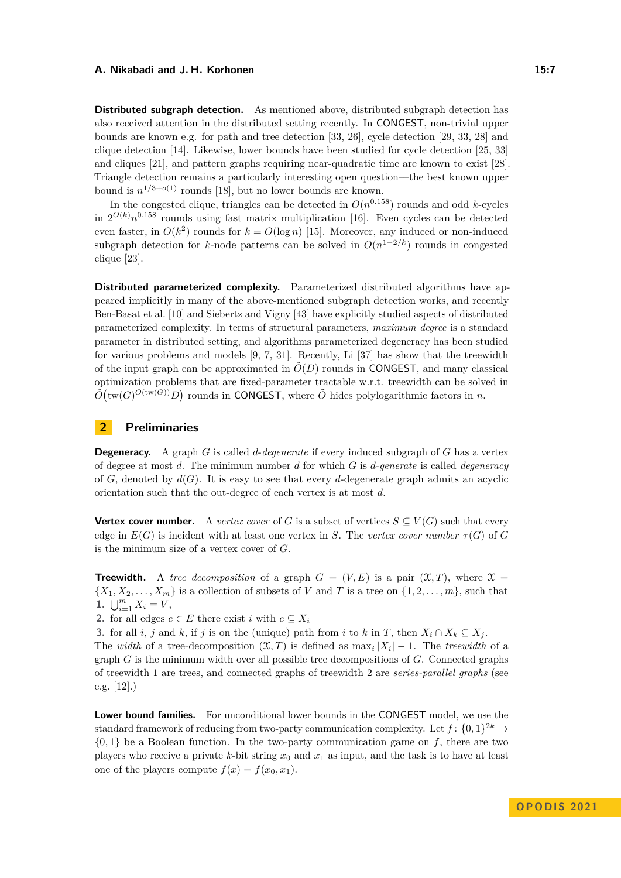**Distributed subgraph detection.** As mentioned above, distributed subgraph detection has also received attention in the distributed setting recently. In CONGEST, non-trivial upper bounds are known e.g. for path and tree detection [33, 26], cycle detection [29, 33, 28] and clique detection [14]. Likewise, lower bounds have been studied for cycle detection [25, 33] and cliques [21], and pattern graphs requiring near-quadratic time are known to exist [28]. Triangle detection remains a particularly interesting open question—the best known upper bound is $n^{1/3+o(1)}$ rounds [18], but no lower bounds are known.

In the congested clique, triangles can be detected in $O(n^{0.158})$ rounds and odd $k$-cycles in $2^{O(k)}n^{0.158}$ rounds using fast matrix multiplication [16]. Even cycles can be detected even faster, in $O(k^2)$ rounds for $k = O(\log n)$ [15]. Moreover, any induced or non-induced subgraph detection for $k$-node patterns can be solved in $O(n^{1-2/k})$ rounds in congested clique [23].

**Distributed parameterized complexity.** Parameterized distributed algorithms have appeared implicitly in many of the above-mentioned subgraph detection works, and recently Ben-Basat et al. [10] and Siebertz and Vigny [43] have explicitly studied aspects of distributed parameterized complexity. In terms of structural parameters, *maximum degree* is a standard parameter in distributed setting, and algorithms parameterized degeneracy has been studied for various problems and models [9, 7, 31]. Recently, Li [37] has show that the treewidth of the input graph can be approximated in $\tilde{O}(D)$ rounds in CONGEST, and many classical optimization problems that are fixed-parameter tractable w.r.t. treewidth can be solved in $\tilde{O}\big(\mathrm{tw}(G)^{O(\mathrm{tw}(G))}D\big)$ rounds in CONGEST, where $\tilde{O}$ hides polylogarithmic factors in $n$.

## 2 Preliminaries

**Degeneracy.** A graph $G$ is called *$d$-degenerate* if every induced subgraph of $G$ has a vertex of degree at most $d$. The minimum number $d$ for which $G$ is *$d$-generate* is called *degeneracy* of $G$, denoted by $d(G)$. It is easy to see that every $d$-degenerate graph admits an acyclic orientation such that the out-degree of each vertex is at most $d$.

**Vertex cover number.** A *vertex cover* of $G$ is a subset of vertices $S \subseteq V(G)$ such that every edge in $E(G)$ is incident with at least one vertex in $S$. The *vertex cover number* $\tau(G)$ of $G$ is the minimum size of a vertex cover of $G$.

**Treewidth.** A *tree decomposition* of a graph $G = (V, E)$ is a pair $(\mathcal{X}, T)$, where $\mathcal{X} = \{X_1, X_2, \dots, X_m\}$ is a collection of subsets of $V$ and $T$ is a tree on $\{1, 2, \dots, m\}$, such that

1. $\bigcup_{i=1}^{m} X_i = V$,
2. for all edges $e \in E$ there exist $i$ with $e \subseteq X_i$
3. for all $i$, $j$ and $k$, if $j$ is on the (unique) path from $i$ to $k$ in $T$, then $X_i \cap X_k \subseteq X_j$.

The *width* of a tree-decomposition $(\mathcal{X}, T)$ is defined as $\max_i |X_i| - 1$. The *treewidth* of a graph $G$ is the minimum width over all possible tree decompositions of $G$. Connected graphs of treewidth 1 are trees, and connected graphs of treewidth 2 are *series-parallel graphs* (see e.g. [12].)

**Lower bound families.** For unconditional lower bounds in the CONGEST model, we use the standard framework of reducing from two-party communication complexity. Let $f\colon \{0,1\}^{2k} \to \{0,1\}$ be a Boolean function. In the two-party communication game on $f$, there are two players who receive a private $k$-bit string $x_0$ and $x_1$ as input, and the task is to have at least one of the players compute $f(x) = f(x_0, x_1)$.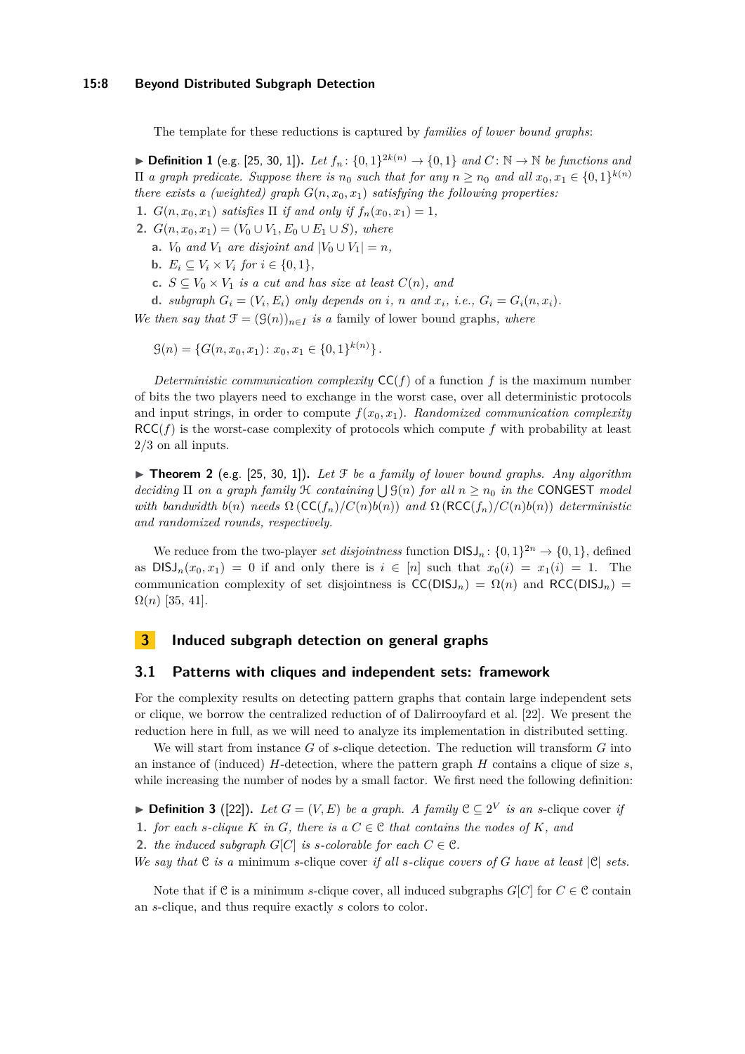The template for these reductions is captured by *families of lower bound graphs*:

▶ **Definition 1** (e.g. [25, 30, 1])**.** *Let $f_n\colon \{0,1\}^{2k(n)} \to \{0,1\}$ and $C\colon \mathbb{N} \to \mathbb{N}$ be functions and $\Pi$ a graph predicate. Suppose there is $n_0$ such that for any $n \geq n_0$ and all $x_0, x_1 \in \{0,1\}^{k(n)}$ there exists a (weighted) graph $G(n, x_0, x_1)$ satisfying the following properties:*

1. *$G(n, x_0, x_1)$ satisfies $\Pi$ if and only if $f_n(x_0, x_1) = 1$,*
2. *$G(n, x_0, x_1) = (V_0 \cup V_1, E_0 \cup E_1 \cup S)$, where*
   - **a.** *$V_0$ and $V_1$ are disjoint and $|V_0 \cup V_1| = n$,*
   - **b.** *$E_i \subseteq V_i \times V_i$ for $i \in \{0,1\}$,*
   - **c.** *$S \subseteq V_0 \times V_1$ is a cut and has size at least $C(n)$, and*
   - **d.** *subgraph $G_i = (V_i, E_i)$ only depends on $i$, $n$ and $x_i$, i.e., $G_i = G_i(n, x_i)$.*

*We then say that $\mathcal{F} = (\mathcal{G}(n))_{n \in I}$ is a* family of lower bound graphs*, where*

$$\mathcal{G}(n) = \{G(n, x_0, x_1) \colon x_0, x_1 \in \{0,1\}^{k(n)}\}.$$

*Deterministic communication complexity* $\mathsf{CC}(f)$ of a function $f$ is the maximum number of bits the two players need to exchange in the worst case, over all deterministic protocols and input strings, in order to compute $f(x_0, x_1)$. *Randomized communication complexity* $\mathsf{RCC}(f)$ is the worst-case complexity of protocols which compute $f$ with probability at least $2/3$ on all inputs.

▶ **Theorem 2** (e.g. [25, 30, 1])**.** *Let $\mathcal{F}$ be a family of lower bound graphs. Any algorithm deciding $\Pi$ on a graph family $\mathcal{H}$ containing $\bigcup \mathcal{G}(n)$ for all $n \geq n_0$ in the* $\mathsf{CONGEST}$ *model with bandwidth $b(n)$ needs $\Omega\left(\mathsf{CC}(f_n)/C(n)b(n)\right)$ and $\Omega\left(\mathsf{RCC}(f_n)/C(n)b(n)\right)$ deterministic and randomized rounds, respectively.*

We reduce from the two-player *set disjointness* function $\mathsf{DISJ}_n\colon \{0,1\}^{2n} \to \{0,1\}$, defined as $\mathsf{DISJ}_n(x_0, x_1) = 0$ if and only there is $i \in [n]$ such that $x_0(i) = x_1(i) = 1$. The communication complexity of set disjointness is $\mathsf{CC}(\mathsf{DISJ}_n) = \Omega(n)$ and $\mathsf{RCC}(\mathsf{DISJ}_n) = \Omega(n)$ [35, 41].

## 3 Induced subgraph detection on general graphs

### 3.1 Patterns with cliques and independent sets: framework

For the complexity results on detecting pattern graphs that contain large independent sets or clique, we borrow the centralized reduction of of Dalirrooyfard et al. [22]. We present the reduction here in full, as we will need to analyze its implementation in distributed setting.

We will start from instance $G$ of $s$-clique detection. The reduction will transform $G$ into an instance of (induced) $H$-detection, where the pattern graph $H$ contains a clique of size $s$, while increasing the number of nodes by a small factor. We first need the following definition:

▶ **Definition 3** ([22])**.** *Let $G = (V, E)$ be a graph. A family $\mathcal{C} \subseteq 2^V$ is an $s$-*clique cover *if*

1. *for each $s$-clique $K$ in $G$, there is a $C \in \mathcal{C}$ that contains the nodes of $K$, and*
2. *the induced subgraph $G[C]$ is $s$-colorable for each $C \in \mathcal{C}$.*

*We say that $\mathcal{C}$ is a* minimum $s$-clique cover *if all $s$-clique covers of $G$ have at least $|\mathcal{C}|$ sets.*

Note that if $\mathcal{C}$ is a minimum $s$-clique cover, all induced subgraphs $G[C]$ for $C \in \mathcal{C}$ contain an $s$-clique, and thus require exactly $s$ colors to color.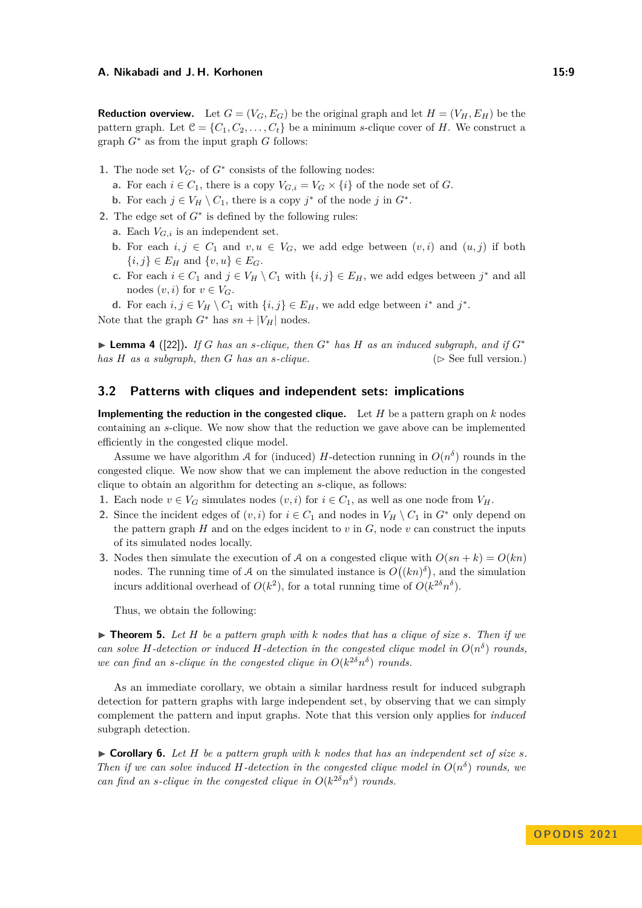**Reduction overview.** Let $G = (V_G, E_G)$ be the original graph and let $H = (V_H, E_H)$ be the pattern graph. Let $\mathcal{C} = \{C_1, C_2, \dots, C_t\}$ be a minimum $s$-clique cover of $H$. We construct a graph $G^*$ as from the input graph $G$ follows:

1. The node set $V_{G^*}$ of $G^*$ consists of the following nodes:
   a. For each $i \in C_1$, there is a copy $V_{G,i} = V_G \times \{i\}$ of the node set of $G$.
   b. For each $j \in V_H \setminus C_1$, there is a copy $j^*$ of the node $j$ in $G^*$.
2. The edge set of $G^*$ is defined by the following rules:
   a. Each $V_{G,i}$ is an independent set.
   b. For each $i, j \in C_1$ and $v, u \in V_G$, we add edge between $(v, i)$ and $(u, j)$ if both $\{i, j\} \in E_H$ and $\{v, u\} \in E_G$.
   c. For each $i \in C_1$ and $j \in V_H \setminus C_1$ with $\{i, j\} \in E_H$, we add edges between $j^*$ and all nodes $(v, i)$ for $v \in V_G$.
   d. For each $i, j \in V_H \setminus C_1$ with $\{i, j\} \in E_H$, we add edge between $i^*$ and $j^*$.

Note that the graph $G^*$ has $sn + |V_H|$ nodes.

▶ **Lemma 4** ([22])**.** *If $G$ has an $s$-clique, then $G^*$ has $H$ as an induced subgraph, and if $G^*$ has $H$ as a subgraph, then $G$ has an $s$-clique.* (▷ See full version.)

## 3.2 Patterns with cliques and independent sets: implications

**Implementing the reduction in the congested clique.** Let $H$ be a pattern graph on $k$ nodes containing an $s$-clique. We now show that the reduction we gave above can be implemented efficiently in the congested clique model.

Assume we have algorithm $\mathcal{A}$ for (induced) $H$-detection running in $O(n^\delta)$ rounds in the congested clique. We now show that we can implement the above reduction in the congested clique to obtain an algorithm for detecting an $s$-clique, as follows:

1. Each node $v \in V_G$ simulates nodes $(v, i)$ for $i \in C_1$, as well as one node from $V_H$.
2. Since the incident edges of $(v, i)$ for $i \in C_1$ and nodes in $V_H \setminus C_1$ in $G^*$ only depend on the pattern graph $H$ and on the edges incident to $v$ in $G$, node $v$ can construct the inputs of its simulated nodes locally.
3. Nodes then simulate the execution of $\mathcal{A}$ on a congested clique with $O(sn + k) = O(kn)$ nodes. The running time of $\mathcal{A}$ on the simulated instance is $O\big((kn)^\delta\big)$, and the simulation incurs additional overhead of $O(k^2)$, for a total running time of $O(k^{2\delta} n^\delta)$.

Thus, we obtain the following:

▶ **Theorem 5.** *Let $H$ be a pattern graph with $k$ nodes that has a clique of size $s$. Then if we can solve $H$-detection or induced $H$-detection in the congested clique model in $O(n^\delta)$ rounds, we can find an $s$-clique in the congested clique in $O(k^{2\delta} n^\delta)$ rounds.*

As an immediate corollary, we obtain a similar hardness result for induced subgraph detection for pattern graphs with large independent set, by observing that we can simply complement the pattern and input graphs. Note that this version only applies for *induced* subgraph detection.

▶ **Corollary 6.** *Let $H$ be a pattern graph with $k$ nodes that has an independent set of size $s$. Then if we can solve induced $H$-detection in the congested clique model in $O(n^\delta)$ rounds, we can find an $s$-clique in the congested clique in $O(k^{2\delta} n^\delta)$ rounds.*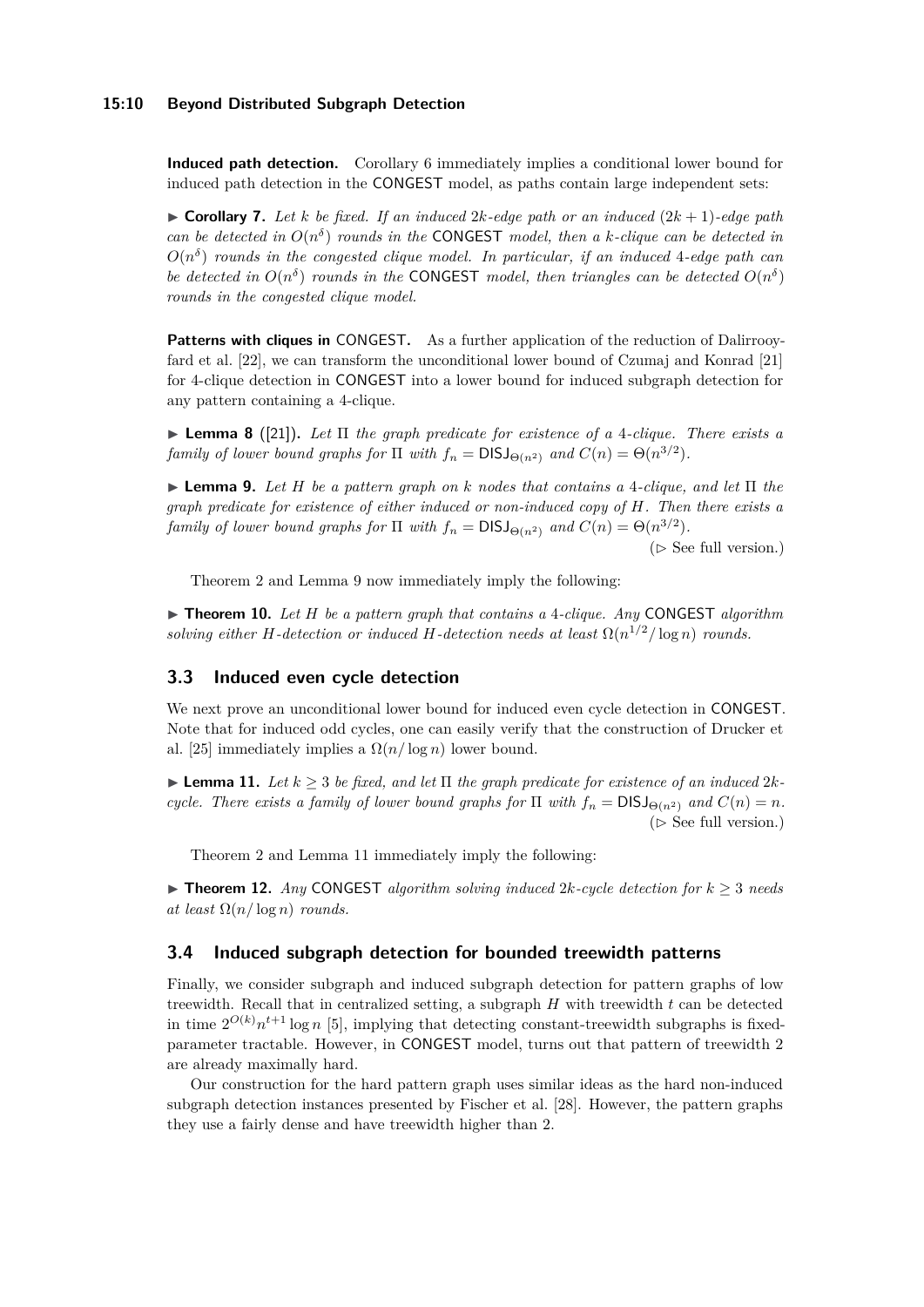**Induced path detection.** Corollary 6 immediately implies a conditional lower bound for induced path detection in the CONGEST model, as paths contain large independent sets:

▶ **Corollary 7.** *Let $k$ be fixed. If an induced $2k$-edge path or an induced $(2k+1)$-edge path can be detected in $O(n^\delta)$ rounds in the* CONGEST *model, then a $k$-clique can be detected in $O(n^\delta)$ rounds in the congested clique model. In particular, if an induced 4-edge path can be detected in $O(n^\delta)$ rounds in the* CONGEST *model, then triangles can be detected $O(n^\delta)$ rounds in the congested clique model.*

**Patterns with cliques in CONGEST.** As a further application of the reduction of Dalirrooyfard et al. [22], we can transform the unconditional lower bound of Czumaj and Konrad [21] for 4-clique detection in CONGEST into a lower bound for induced subgraph detection for any pattern containing a 4-clique.

▶ **Lemma 8** ([21])**.** *Let $\Pi$ the graph predicate for existence of a 4-clique. There exists a family of lower bound graphs for $\Pi$ with $f_n = \mathsf{DISJ}_{\Theta(n^2)}$ and $C(n) = \Theta(n^{3/2})$.*

▶ **Lemma 9.** *Let $H$ be a pattern graph on $k$ nodes that contains a 4-clique, and let $\Pi$ the graph predicate for existence of either induced or non-induced copy of $H$. Then there exists a family of lower bound graphs for $\Pi$ with $f_n = \mathsf{DISJ}_{\Theta(n^2)}$ and $C(n) = \Theta(n^{3/2})$.*

(▷ See full version.)

Theorem 2 and Lemma 9 now immediately imply the following:

▶ **Theorem 10.** *Let $H$ be a pattern graph that contains a 4-clique. Any* CONGEST *algorithm solving either $H$-detection or induced $H$-detection needs at least $\Omega(n^{1/2}/\log n)$ rounds.*

## 3.3 Induced even cycle detection

We next prove an unconditional lower bound for induced even cycle detection in CONGEST. Note that for induced odd cycles, one can easily verify that the construction of Drucker et al. [25] immediately implies a $\Omega(n/\log n)$ lower bound.

▶ **Lemma 11.** *Let $k \geq 3$ be fixed, and let $\Pi$ the graph predicate for existence of an induced $2k$-cycle. There exists a family of lower bound graphs for $\Pi$ with $f_n = \mathsf{DISJ}_{\Theta(n^2)}$ and $C(n) = n$.*

(▷ See full version.)

Theorem 2 and Lemma 11 immediately imply the following:

▶ **Theorem 12.** *Any* CONGEST *algorithm solving induced $2k$-cycle detection for $k \geq 3$ needs at least $\Omega(n/\log n)$ rounds.*

## 3.4 Induced subgraph detection for bounded treewidth patterns

Finally, we consider subgraph and induced subgraph detection for pattern graphs of low treewidth. Recall that in centralized setting, a subgraph $H$ with treewidth $t$ can be detected in time $2^{O(k)} n^{t+1} \log n$ [5], implying that detecting constant-treewidth subgraphs is fixed-parameter tractable. However, in CONGEST model, turns out that pattern of treewidth 2 are already maximally hard.

Our construction for the hard pattern graph uses similar ideas as the hard non-induced subgraph detection instances presented by Fischer et al. [28]. However, the pattern graphs they use a fairly dense and have treewidth higher than 2.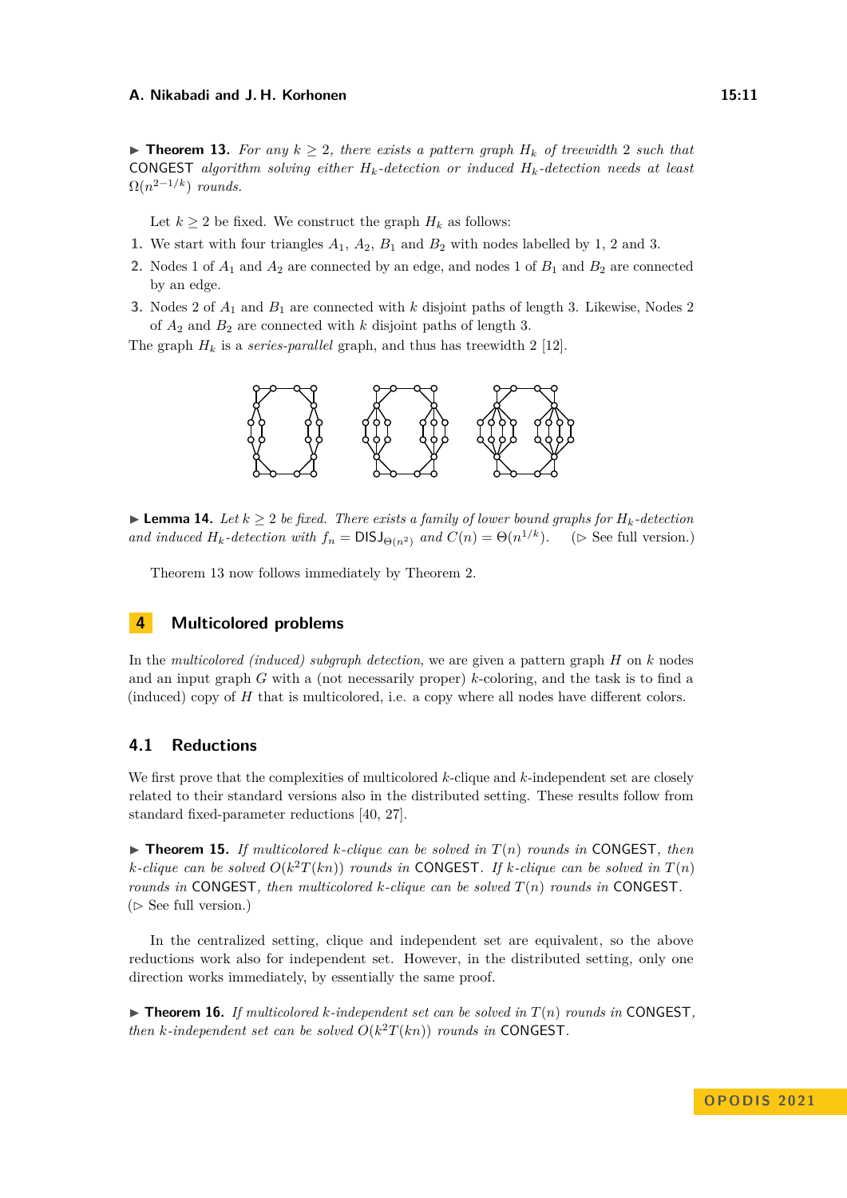▶ **Theorem 13.** *For any $k \geq 2$, there exists a pattern graph $H_k$ of treewidth 2 such that* CONGEST *algorithm solving either $H_k$-detection or induced $H_k$-detection needs at least $\Omega(n^{2-1/k})$ rounds.*

Let $k \geq 2$ be fixed. We construct the graph $H_k$ as follows:

1. We start with four triangles $A_1$, $A_2$, $B_1$ and $B_2$ with nodes labelled by 1, 2 and 3.
2. Nodes 1 of $A_1$ and $A_2$ are connected by an edge, and nodes 1 of $B_1$ and $B_2$ are connected by an edge.
3. Nodes 2 of $A_1$ and $B_1$ are connected with $k$ disjoint paths of length 3. Likewise, Nodes 2 of $A_2$ and $B_2$ are connected with $k$ disjoint paths of length 3.

The graph $H_k$ is a *series-parallel* graph, and thus has treewidth 2 [12].

▶ **Lemma 14.** *Let $k \geq 2$ be fixed. There exists a family of lower bound graphs for $H_k$-detection and induced $H_k$-detection with $f_n = \mathsf{DISJ}_{\Theta(n^2)}$ and $C(n) = \Theta(n^{1/k})$.* (▷ See full version.)

Theorem 13 now follows immediately by Theorem 2.

## 4 Multicolored problems

In the *multicolored (induced) subgraph detection*, we are given a pattern graph $H$ on $k$ nodes and an input graph $G$ with a (not necessarily proper) $k$-coloring, and the task is to find a (induced) copy of $H$ that is multicolored, i.e. a copy where all nodes have different colors.

### 4.1 Reductions

We first prove that the complexities of multicolored $k$-clique and $k$-independent set are closely related to their standard versions also in the distributed setting. These results follow from standard fixed-parameter reductions [40, 27].

▶ **Theorem 15.** *If multicolored $k$-clique can be solved in $T(n)$ rounds in* CONGEST*, then $k$-clique can be solved $O(k^2 T(kn))$ rounds in* CONGEST*. If $k$-clique can be solved in $T(n)$ rounds in* CONGEST*, then multicolored $k$-clique can be solved $T(n)$ rounds in* CONGEST*.* (▷ See full version.)

In the centralized setting, clique and independent set are equivalent, so the above reductions work also for independent set. However, in the distributed setting, only one direction works immediately, by essentially the same proof.

▶ **Theorem 16.** *If multicolored $k$-independent set can be solved in $T(n)$ rounds in* CONGEST*, then $k$-independent set can be solved $O(k^2 T(kn))$ rounds in* CONGEST*.*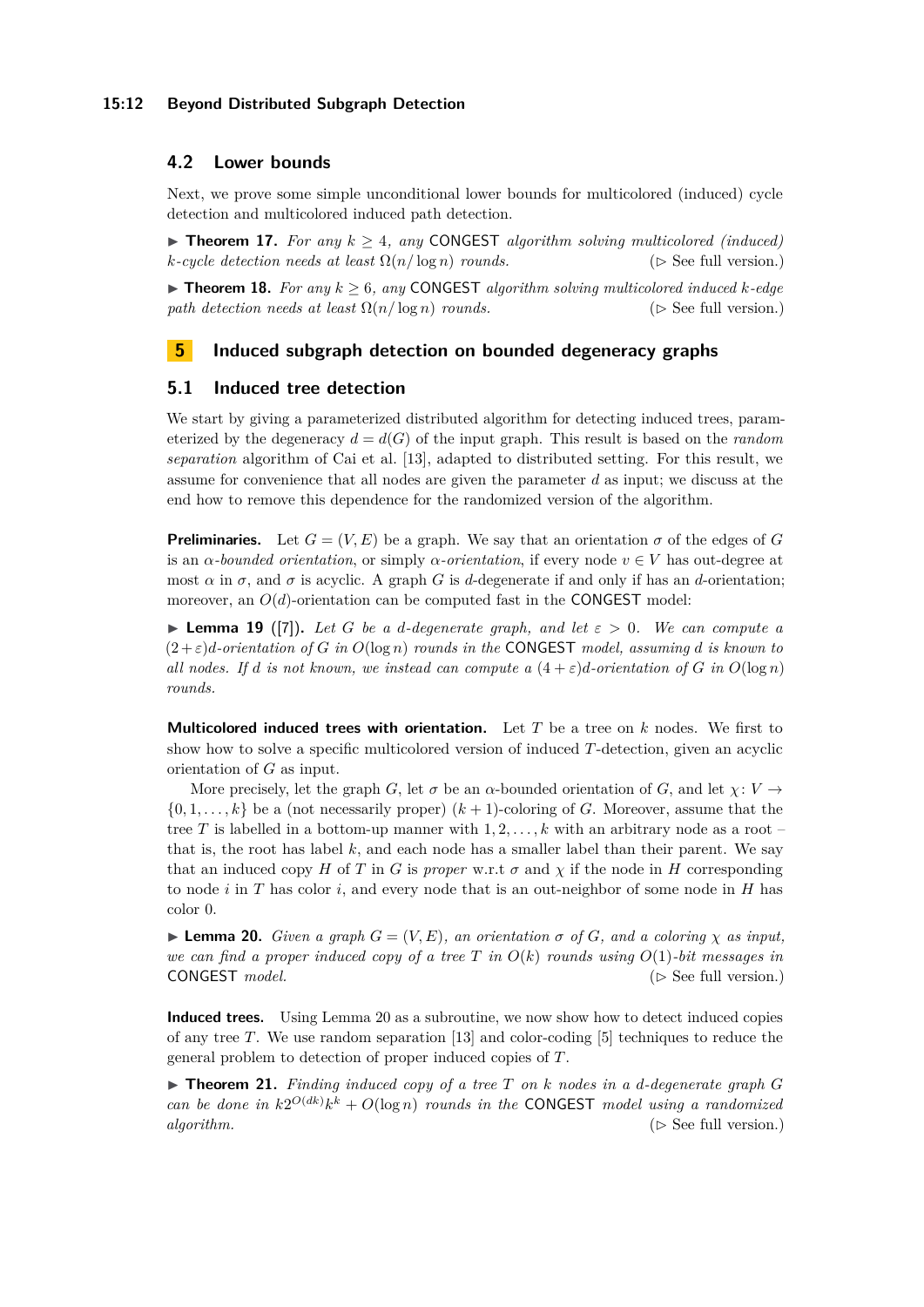## 4.2 Lower bounds

Next, we prove some simple unconditional lower bounds for multicolored (induced) cycle detection and multicolored induced path detection.

▶ **Theorem 17.** *For any $k \geq 4$, any* CONGEST *algorithm solving multicolored (induced) $k$-cycle detection needs at least $\Omega(n/\log n)$ rounds.* (▷ See full version.)

▶ **Theorem 18.** *For any $k \geq 6$, any* CONGEST *algorithm solving multicolored induced $k$-edge path detection needs at least $\Omega(n/\log n)$ rounds.* (▷ See full version.)

# 5 Induced subgraph detection on bounded degeneracy graphs

## 5.1 Induced tree detection

We start by giving a parameterized distributed algorithm for detecting induced trees, parameterized by the degeneracy $d = d(G)$ of the input graph. This result is based on the *random separation* algorithm of Cai et al. [13], adapted to distributed setting. For this result, we assume for convenience that all nodes are given the parameter $d$ as input; we discuss at the end how to remove this dependence for the randomized version of the algorithm.

**Preliminaries.** Let $G = (V, E)$ be a graph. We say that an orientation $\sigma$ of the edges of $G$ is an *$\alpha$-bounded orientation*, or simply *$\alpha$-orientation*, if every node $v \in V$ has out-degree at most $\alpha$ in $\sigma$, and $\sigma$ is acyclic. A graph $G$ is $d$-degenerate if and only if has an $d$-orientation; moreover, an $O(d)$-orientation can be computed fast in the CONGEST model:

▶ **Lemma 19** ([7]). *Let $G$ be a $d$-degenerate graph, and let $\varepsilon > 0$. We can compute a $(2+\varepsilon)d$-orientation of $G$ in $O(\log n)$ rounds in the* CONGEST *model, assuming $d$ is known to all nodes. If $d$ is not known, we instead can compute a $(4 + \varepsilon)d$-orientation of $G$ in $O(\log n)$ rounds.*

**Multicolored induced trees with orientation.** Let $T$ be a tree on $k$ nodes. We first to show how to solve a specific multicolored version of induced $T$-detection, given an acyclic orientation of $G$ as input.

More precisely, let the graph $G$, let $\sigma$ be an $\alpha$-bounded orientation of $G$, and let $\chi \colon V \to \{0, 1, \ldots, k\}$ be a (not necessarily proper) $(k + 1)$-coloring of $G$. Moreover, assume that the tree $T$ is labelled in a bottom-up manner with $1, 2, \ldots, k$ with an arbitrary node as a root – that is, the root has label $k$, and each node has a smaller label than their parent. We say that an induced copy $H$ of $T$ in $G$ is *proper* w.r.t $\sigma$ and $\chi$ if the node in $H$ corresponding to node $i$ in $T$ has color $i$, and every node that is an out-neighbor of some node in $H$ has color 0.

▶ **Lemma 20.** *Given a graph $G = (V, E)$, an orientation $\sigma$ of $G$, and a coloring $\chi$ as input, we can find a proper induced copy of a tree $T$ in $O(k)$ rounds using $O(1)$-bit messages in* CONGEST *model.* (▷ See full version.)

**Induced trees.** Using Lemma 20 as a subroutine, we now show how to detect induced copies of any tree $T$. We use random separation [13] and color-coding [5] techniques to reduce the general problem to detection of proper induced copies of $T$.

▶ **Theorem 21.** *Finding induced copy of a tree $T$ on $k$ nodes in a $d$-degenerate graph $G$ can be done in $k2^{O(dk)}k^k + O(\log n)$ rounds in the* CONGEST *model using a randomized algorithm.* (▷ See full version.)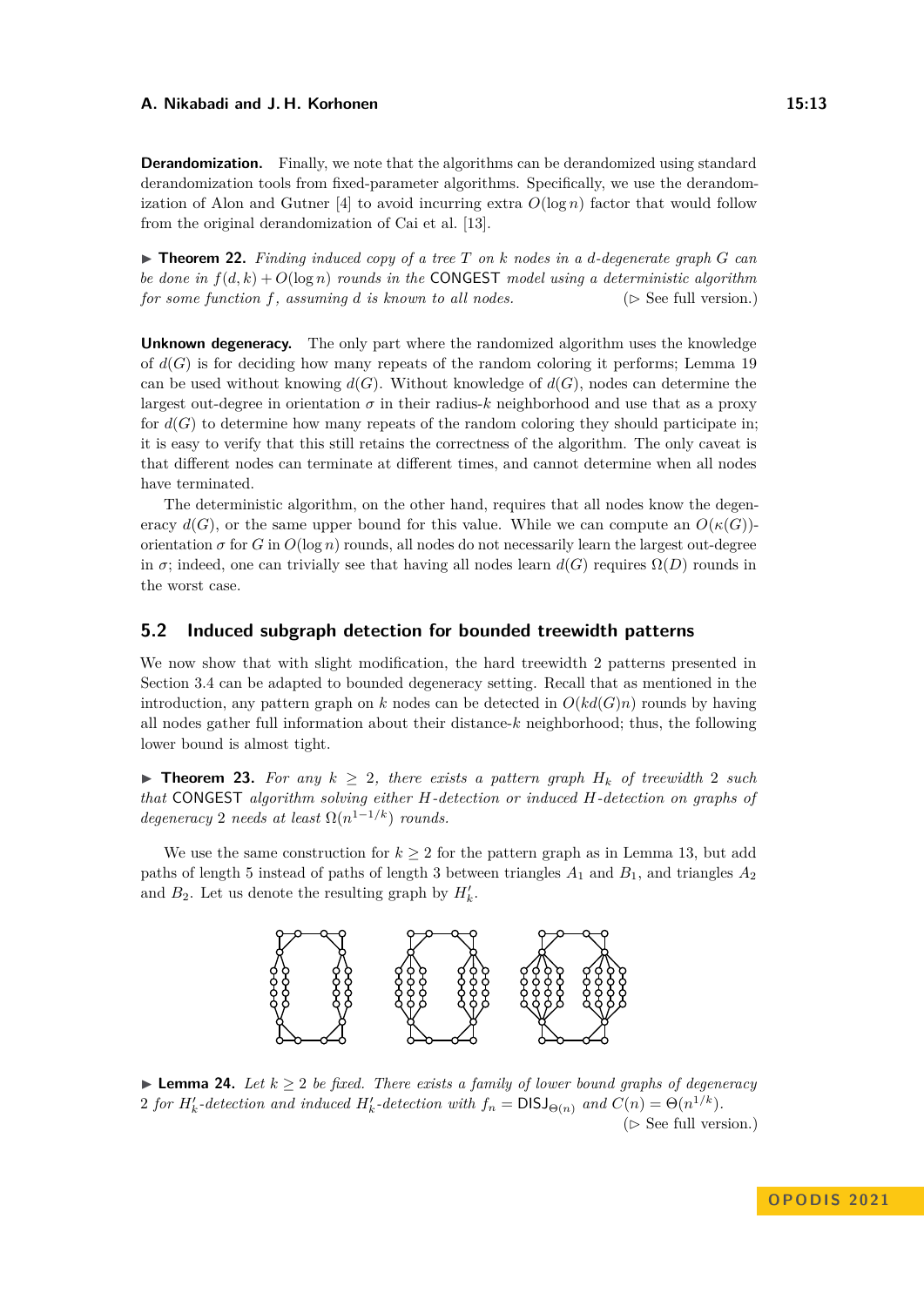**Derandomization.** Finally, we note that the algorithms can be derandomized using standard derandomization tools from fixed-parameter algorithms. Specifically, we use the derandomization of Alon and Gutner [4] to avoid incurring extra $O(\log n)$ factor that would follow from the original derandomization of Cai et al. [13].

▶ **Theorem 22.** *Finding induced copy of a tree $T$ on $k$ nodes in a $d$-degenerate graph $G$ can be done in $f(d,k) + O(\log n)$ rounds in the* CONGEST *model using a deterministic algorithm for some function $f$, assuming $d$ is known to all nodes.* (▷ See full version.)

**Unknown degeneracy.** The only part where the randomized algorithm uses the knowledge of $d(G)$ is for deciding how many repeats of the random coloring it performs; Lemma 19 can be used without knowing $d(G)$. Without knowledge of $d(G)$, nodes can determine the largest out-degree in orientation $\sigma$ in their radius-$k$ neighborhood and use that as a proxy for $d(G)$ to determine how many repeats of the random coloring they should participate in; it is easy to verify that this still retains the correctness of the algorithm. The only caveat is that different nodes can terminate at different times, and cannot determine when all nodes have terminated.

The deterministic algorithm, on the other hand, requires that all nodes know the degeneracy $d(G)$, or the same upper bound for this value. While we can compute an $O(\kappa(G))$-orientation $\sigma$ for $G$ in $O(\log n)$ rounds, all nodes do not necessarily learn the largest out-degree in $\sigma$; indeed, one can trivially see that having all nodes learn $d(G)$ requires $\Omega(D)$ rounds in the worst case.

## 5.2 Induced subgraph detection for bounded treewidth patterns

We now show that with slight modification, the hard treewidth 2 patterns presented in Section 3.4 can be adapted to bounded degeneracy setting. Recall that as mentioned in the introduction, any pattern graph on $k$ nodes can be detected in $O(kd(G)n)$ rounds by having all nodes gather full information about their distance-$k$ neighborhood; thus, the following lower bound is almost tight.

▶ **Theorem 23.** *For any $k \geq 2$, there exists a pattern graph $H_k$ of treewidth 2 such that* CONGEST *algorithm solving either $H$-detection or induced $H$-detection on graphs of degeneracy 2 needs at least $\Omega(n^{1-1/k})$ rounds.*

We use the same construction for $k \geq 2$ for the pattern graph as in Lemma 13, but add paths of length 5 instead of paths of length 3 between triangles $A_1$ and $B_1$, and triangles $A_2$ and $B_2$. Let us denote the resulting graph by $H'_k$.

▶ **Lemma 24.** *Let $k \geq 2$ be fixed. There exists a family of lower bound graphs of degeneracy 2 for $H'_k$-detection and induced $H'_k$-detection with $f_n = \mathsf{DISJ}_{\Theta(n)}$ and $C(n) = \Theta(n^{1/k})$.* (▷ See full version.)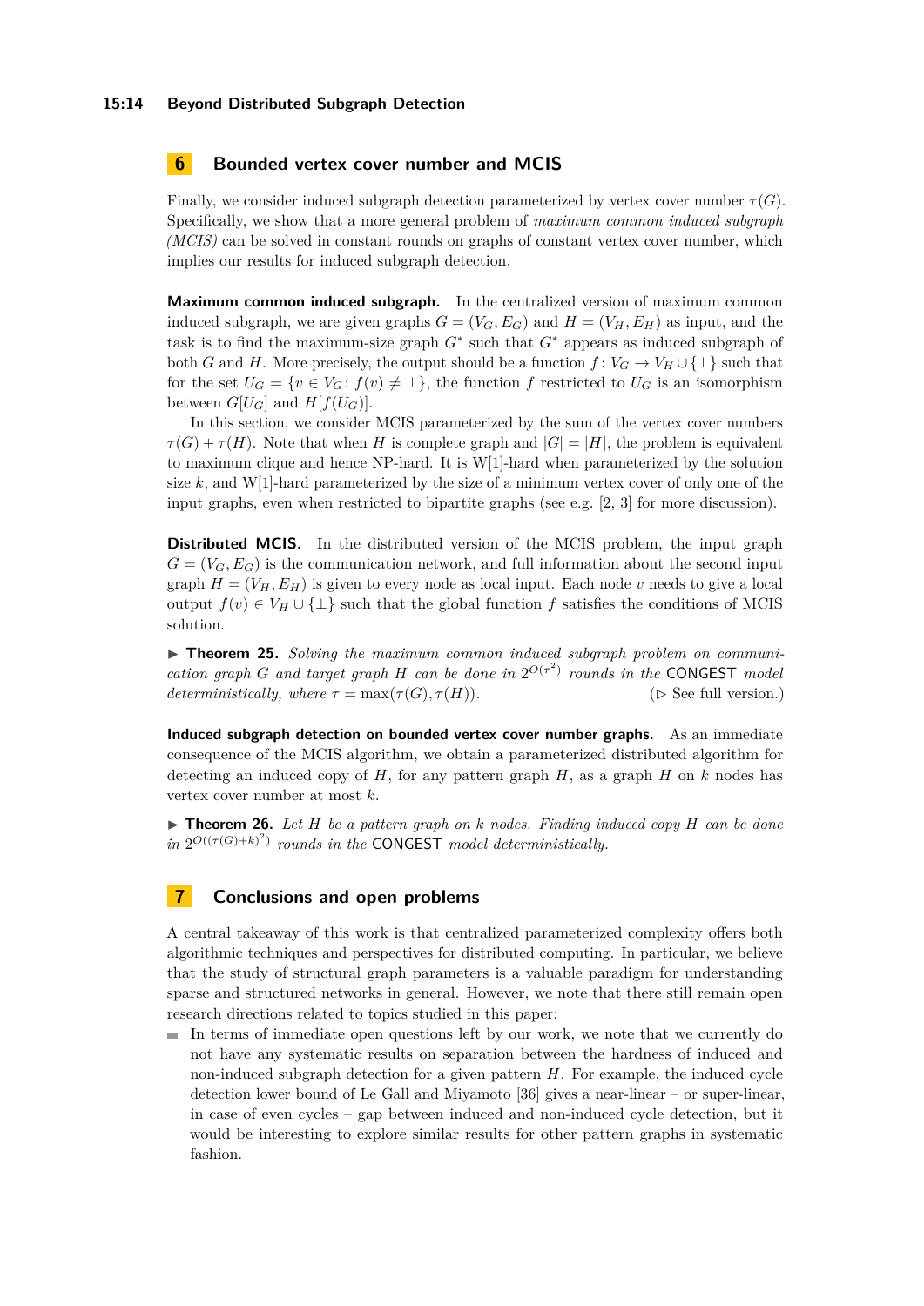## 6 Bounded vertex cover number and MCIS

Finally, we consider induced subgraph detection parameterized by vertex cover number $\tau(G)$. Specifically, we show that a more general problem of *maximum common induced subgraph (MCIS)* can be solved in constant rounds on graphs of constant vertex cover number, which implies our results for induced subgraph detection.

**Maximum common induced subgraph.** In the centralized version of maximum common induced subgraph, we are given graphs $G = (V_G, E_G)$ and $H = (V_H, E_H)$ as input, and the task is to find the maximum-size graph $G^*$ such that $G^*$ appears as induced subgraph of both $G$ and $H$. More precisely, the output should be a function $f: V_G \to V_H \cup \{\bot\}$ such that for the set $U_G = \{v \in V_G : f(v) \neq \bot\}$, the function $f$ restricted to $U_G$ is an isomorphism between $G[U_G]$ and $H[f(U_G)]$.

In this section, we consider MCIS parameterized by the sum of the vertex cover numbers $\tau(G) + \tau(H)$. Note that when $H$ is complete graph and $|G| = |H|$, the problem is equivalent to maximum clique and hence NP-hard. It is W[1]-hard when parameterized by the solution size $k$, and W[1]-hard parameterized by the size of a minimum vertex cover of only one of the input graphs, even when restricted to bipartite graphs (see e.g. [2, 3] for more discussion).

**Distributed MCIS.** In the distributed version of the MCIS problem, the input graph $G = (V_G, E_G)$ is the communication network, and full information about the second input graph $H = (V_H, E_H)$ is given to every node as local input. Each node $v$ needs to give a local output $f(v) \in V_H \cup \{\bot\}$ such that the global function $f$ satisfies the conditions of MCIS solution.

▶ **Theorem 25.** *Solving the maximum common induced subgraph problem on communication graph $G$ and target graph $H$ can be done in $2^{O(\tau^2)}$ rounds in the* CONGEST *model deterministically, where $\tau = \max(\tau(G), \tau(H))$.* (▷ See full version.)

**Induced subgraph detection on bounded vertex cover number graphs.** As an immediate consequence of the MCIS algorithm, we obtain a parameterized distributed algorithm for detecting an induced copy of $H$, for any pattern graph $H$, as a graph $H$ on $k$ nodes has vertex cover number at most $k$.

▶ **Theorem 26.** *Let $H$ be a pattern graph on $k$ nodes. Finding induced copy $H$ can be done in $2^{O((\tau(G)+k)^2)}$ rounds in the* CONGEST *model deterministically.*

## 7 Conclusions and open problems

A central takeaway of this work is that centralized parameterized complexity offers both algorithmic techniques and perspectives for distributed computing. In particular, we believe that the study of structural graph parameters is a valuable paradigm for understanding sparse and structured networks in general. However, we note that there still remain open research directions related to topics studied in this paper:

- In terms of immediate open questions left by our work, we note that we currently do not have any systematic results on separation between the hardness of induced and non-induced subgraph detection for a given pattern $H$. For example, the induced cycle detection lower bound of Le Gall and Miyamoto [36] gives a near-linear – or super-linear, in case of even cycles – gap between induced and non-induced cycle detection, but it would be interesting to explore similar results for other pattern graphs in systematic fashion.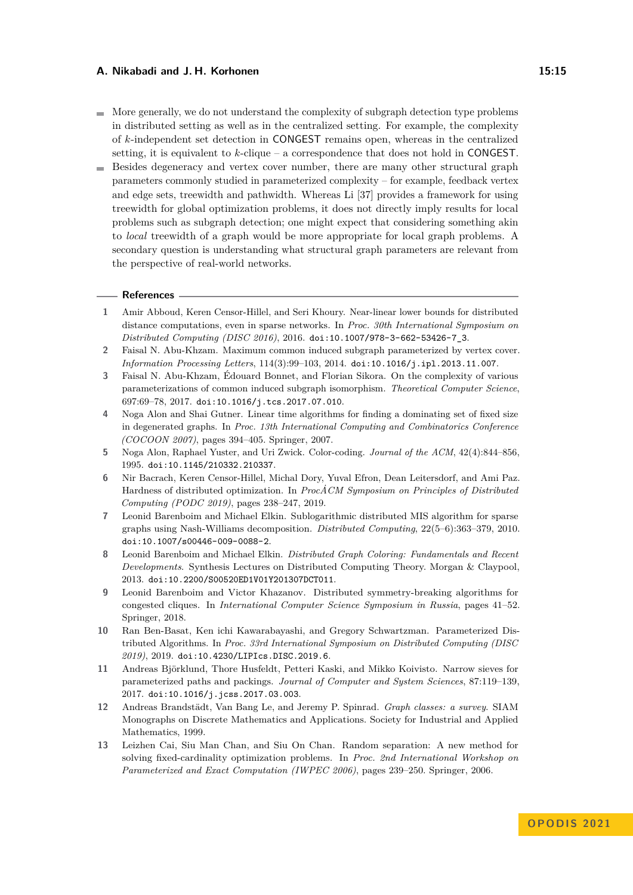- More generally, we do not understand the complexity of subgraph detection type problems in distributed setting as well as in the centralized setting. For example, the complexity of $k$-independent set detection in CONGEST remains open, whereas in the centralized setting, it is equivalent to $k$-clique – a correspondence that does not hold in CONGEST.
- Besides degeneracy and vertex cover number, there are many other structural graph parameters commonly studied in parameterized complexity – for example, feedback vertex and edge sets, treewidth and pathwidth. Whereas Li [37] provides a framework for using treewidth for global optimization problems, it does not directly imply results for local problems such as subgraph detection; one might expect that considering something akin to *local* treewidth of a graph would be more appropriate for local graph problems. A secondary question is understanding what structural graph parameters are relevant from the perspective of real-world networks.

## References

1. Amir Abboud, Keren Censor-Hillel, and Seri Khoury. Near-linear lower bounds for distributed distance computations, even in sparse networks. In *Proc. 30th International Symposium on Distributed Computing (DISC 2016)*, 2016. doi:10.1007/978-3-662-53426-7_3.
2. Faisal N. Abu-Khzam. Maximum common induced subgraph parameterized by vertex cover. *Information Processing Letters*, 114(3):99–103, 2014. doi:10.1016/j.ipl.2013.11.007.
3. Faisal N. Abu-Khzam, Édouard Bonnet, and Florian Sikora. On the complexity of various parameterizations of common induced subgraph isomorphism. *Theoretical Computer Science*, 697:69–78, 2017. doi:10.1016/j.tcs.2017.07.010.
4. Noga Alon and Shai Gutner. Linear time algorithms for finding a dominating set of fixed size in degenerated graphs. In *Proc. 13th International Computing and Combinatorics Conference (COCOON 2007)*, pages 394–405. Springer, 2007.
5. Noga Alon, Raphael Yuster, and Uri Zwick. Color-coding. *Journal of the ACM*, 42(4):844–856, 1995. doi:10.1145/210332.210337.
6. Nir Bacrach, Keren Censor-Hillel, Michal Dory, Yuval Efron, Dean Leitersdorf, and Ami Paz. Hardness of distributed optimization. In *ProcÂCM Symposium on Principles of Distributed Computing (PODC 2019)*, pages 238–247, 2019.
7. Leonid Barenboim and Michael Elkin. Sublogarithmic distributed MIS algorithm for sparse graphs using Nash-Williams decomposition. *Distributed Computing*, 22(5–6):363–379, 2010. doi:10.1007/s00446-009-0088-2.
8. Leonid Barenboim and Michael Elkin. *Distributed Graph Coloring: Fundamentals and Recent Developments*. Synthesis Lectures on Distributed Computing Theory. Morgan & Claypool, 2013. doi:10.2200/S00520ED1V01Y201307DCT011.
9. Leonid Barenboim and Victor Khazanov. Distributed symmetry-breaking algorithms for congested cliques. In *International Computer Science Symposium in Russia*, pages 41–52. Springer, 2018.
10. Ran Ben-Basat, Ken ichi Kawarabayashi, and Gregory Schwartzman. Parameterized Distributed Algorithms. In *Proc. 33rd International Symposium on Distributed Computing (DISC 2019)*, 2019. doi:10.4230/LIPIcs.DISC.2019.6.
11. Andreas Björklund, Thore Husfeldt, Petteri Kaski, and Mikko Koivisto. Narrow sieves for parameterized paths and packings. *Journal of Computer and System Sciences*, 87:119–139, 2017. doi:10.1016/j.jcss.2017.03.003.
12. Andreas Brandstädt, Van Bang Le, and Jeremy P. Spinrad. *Graph classes: a survey*. SIAM Monographs on Discrete Mathematics and Applications. Society for Industrial and Applied Mathematics, 1999.
13. Leizhen Cai, Siu Man Chan, and Siu On Chan. Random separation: A new method for solving fixed-cardinality optimization problems. In *Proc. 2nd International Workshop on Parameterized and Exact Computation (IWPEC 2006)*, pages 239–250. Springer, 2006.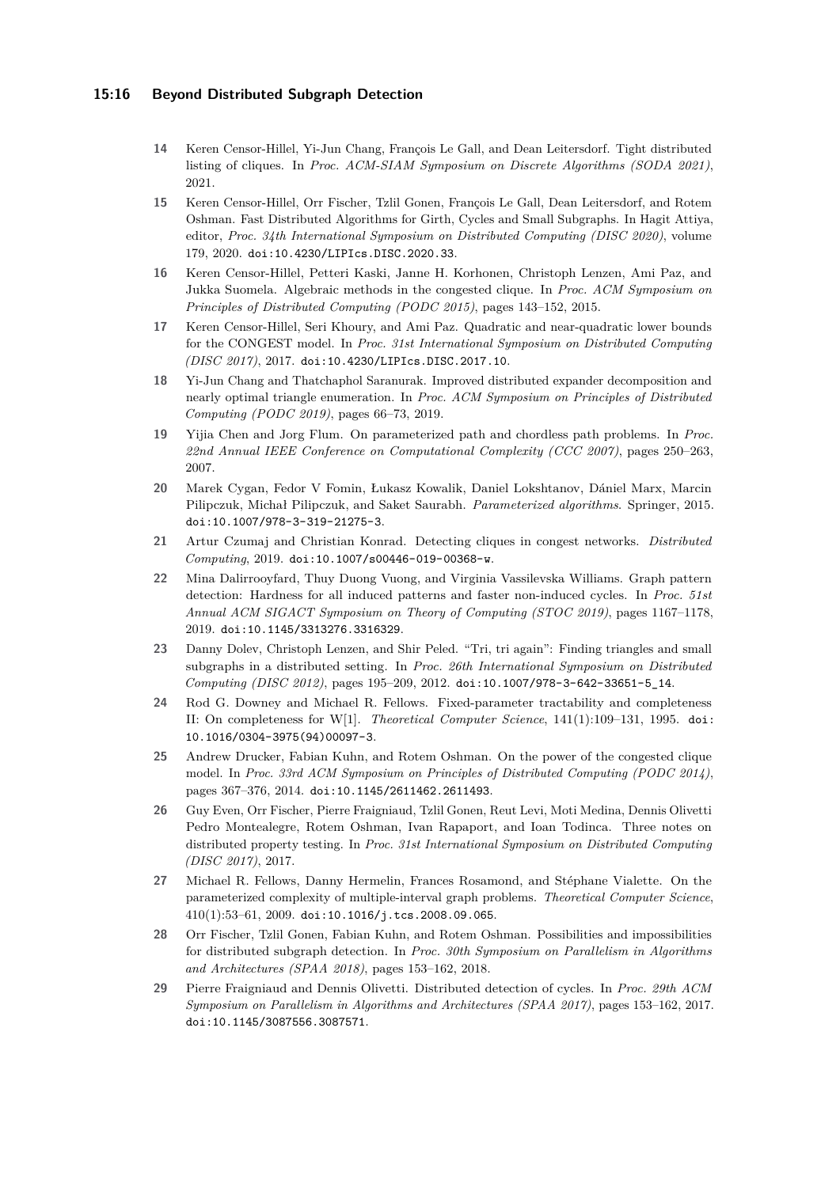**14** Keren Censor-Hillel, Yi-Jun Chang, François Le Gall, and Dean Leitersdorf. Tight distributed listing of cliques. In *Proc. ACM-SIAM Symposium on Discrete Algorithms (SODA 2021)*, 2021.

**15** Keren Censor-Hillel, Orr Fischer, Tzlil Gonen, François Le Gall, Dean Leitersdorf, and Rotem Oshman. Fast Distributed Algorithms for Girth, Cycles and Small Subgraphs. In Hagit Attiya, editor, *Proc. 34th International Symposium on Distributed Computing (DISC 2020)*, volume 179, 2020. doi:10.4230/LIPIcs.DISC.2020.33.

**16** Keren Censor-Hillel, Petteri Kaski, Janne H. Korhonen, Christoph Lenzen, Ami Paz, and Jukka Suomela. Algebraic methods in the congested clique. In *Proc. ACM Symposium on Principles of Distributed Computing (PODC 2015)*, pages 143–152, 2015.

**17** Keren Censor-Hillel, Seri Khoury, and Ami Paz. Quadratic and near-quadratic lower bounds for the CONGEST model. In *Proc. 31st International Symposium on Distributed Computing (DISC 2017)*, 2017. doi:10.4230/LIPIcs.DISC.2017.10.

**18** Yi-Jun Chang and Thatchaphol Saranurak. Improved distributed expander decomposition and nearly optimal triangle enumeration. In *Proc. ACM Symposium on Principles of Distributed Computing (PODC 2019)*, pages 66–73, 2019.

**19** Yijia Chen and Jorg Flum. On parameterized path and chordless path problems. In *Proc. 22nd Annual IEEE Conference on Computational Complexity (CCC 2007)*, pages 250–263, 2007.

**20** Marek Cygan, Fedor V Fomin, Łukasz Kowalik, Daniel Lokshtanov, Dániel Marx, Marcin Pilipczuk, Michał Pilipczuk, and Saket Saurabh. *Parameterized algorithms*. Springer, 2015. doi:10.1007/978-3-319-21275-3.

**21** Artur Czumaj and Christian Konrad. Detecting cliques in congest networks. *Distributed Computing*, 2019. doi:10.1007/s00446-019-00368-w.

**22** Mina Dalirrooyfard, Thuy Duong Vuong, and Virginia Vassilevska Williams. Graph pattern detection: Hardness for all induced patterns and faster non-induced cycles. In *Proc. 51st Annual ACM SIGACT Symposium on Theory of Computing (STOC 2019)*, pages 1167–1178, 2019. doi:10.1145/3313276.3316329.

**23** Danny Dolev, Christoph Lenzen, and Shir Peled. "Tri, tri again": Finding triangles and small subgraphs in a distributed setting. In *Proc. 26th International Symposium on Distributed Computing (DISC 2012)*, pages 195–209, 2012. doi:10.1007/978-3-642-33651-5_14.

**24** Rod G. Downey and Michael R. Fellows. Fixed-parameter tractability and completeness II: On completeness for W[1]. *Theoretical Computer Science*, 141(1):109–131, 1995. doi:10.1016/0304-3975(94)00097-3.

**25** Andrew Drucker, Fabian Kuhn, and Rotem Oshman. On the power of the congested clique model. In *Proc. 33rd ACM Symposium on Principles of Distributed Computing (PODC 2014)*, pages 367–376, 2014. doi:10.1145/2611462.2611493.

**26** Guy Even, Orr Fischer, Pierre Fraigniaud, Tzlil Gonen, Reut Levi, Moti Medina, Dennis Olivetti Pedro Montealegre, Rotem Oshman, Ivan Rapaport, and Ioan Todinca. Three notes on distributed property testing. In *Proc. 31st International Symposium on Distributed Computing (DISC 2017)*, 2017.

**27** Michael R. Fellows, Danny Hermelin, Frances Rosamond, and Stéphane Vialette. On the parameterized complexity of multiple-interval graph problems. *Theoretical Computer Science*, 410(1):53–61, 2009. doi:10.1016/j.tcs.2008.09.065.

**28** Orr Fischer, Tzlil Gonen, Fabian Kuhn, and Rotem Oshman. Possibilities and impossibilities for distributed subgraph detection. In *Proc. 30th Symposium on Parallelism in Algorithms and Architectures (SPAA 2018)*, pages 153–162, 2018.

**29** Pierre Fraigniaud and Dennis Olivetti. Distributed detection of cycles. In *Proc. 29th ACM Symposium on Parallelism in Algorithms and Architectures (SPAA 2017)*, pages 153–162, 2017. doi:10.1145/3087556.3087571.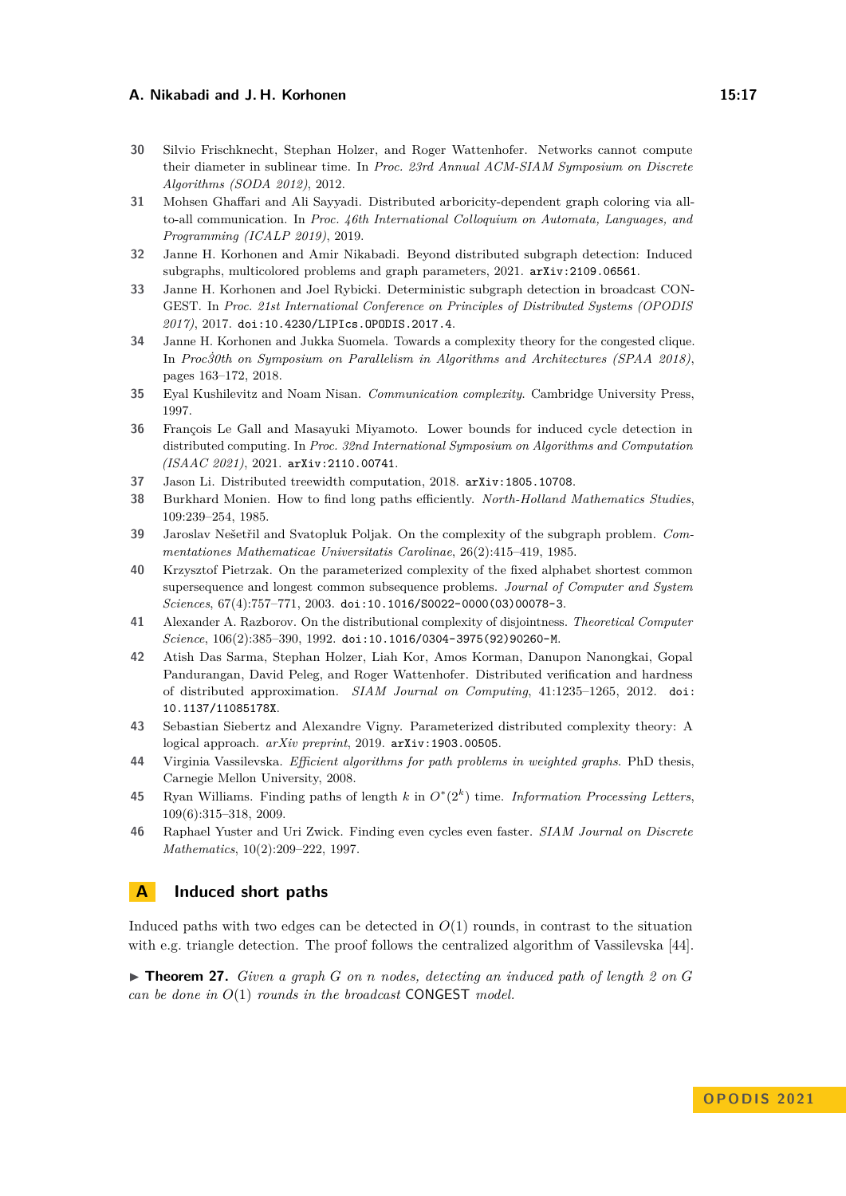30 Silvio Frischknecht, Stephan Holzer, and Roger Wattenhofer. Networks cannot compute their diameter in sublinear time. In *Proc. 23rd Annual ACM-SIAM Symposium on Discrete Algorithms (SODA 2012)*, 2012.

31 Mohsen Ghaffari and Ali Sayyadi. Distributed arboricity-dependent graph coloring via all-to-all communication. In *Proc. 46th International Colloquium on Automata, Languages, and Programming (ICALP 2019)*, 2019.

32 Janne H. Korhonen and Amir Nikabadi. Beyond distributed subgraph detection: Induced subgraphs, multicolored problems and graph parameters, 2021. arXiv:2109.06561.

33 Janne H. Korhonen and Joel Rybicki. Deterministic subgraph detection in broadcast CONGEST. In *Proc. 21st International Conference on Principles of Distributed Systems (OPODIS 2017)*, 2017. doi:10.4230/LIPIcs.OPODIS.2017.4.

34 Janne H. Korhonen and Jukka Suomela. Towards a complexity theory for the congested clique. In *Proc30th on Symposium on Parallelism in Algorithms and Architectures (SPAA 2018)*, pages 163–172, 2018.

35 Eyal Kushilevitz and Noam Nisan. *Communication complexity*. Cambridge University Press, 1997.

36 François Le Gall and Masayuki Miyamoto. Lower bounds for induced cycle detection in distributed computing. In *Proc. 32nd International Symposium on Algorithms and Computation (ISAAC 2021)*, 2021. arXiv:2110.00741.

37 Jason Li. Distributed treewidth computation, 2018. arXiv:1805.10708.

38 Burkhard Monien. How to find long paths efficiently. *North-Holland Mathematics Studies*, 109:239–254, 1985.

39 Jaroslav Nešetřil and Svatopluk Poljak. On the complexity of the subgraph problem. *Commentationes Mathematicae Universitatis Carolinae*, 26(2):415–419, 1985.

40 Krzysztof Pietrzak. On the parameterized complexity of the fixed alphabet shortest common supersequence and longest common subsequence problems. *Journal of Computer and System Sciences*, 67(4):757–771, 2003. doi:10.1016/S0022-0000(03)00078-3.

41 Alexander A. Razborov. On the distributional complexity of disjointness. *Theoretical Computer Science*, 106(2):385–390, 1992. doi:10.1016/0304-3975(92)90260-M.

42 Atish Das Sarma, Stephan Holzer, Liah Kor, Amos Korman, Danupon Nanongkai, Gopal Pandurangan, David Peleg, and Roger Wattenhofer. Distributed verification and hardness of distributed approximation. *SIAM Journal on Computing*, 41:1235–1265, 2012. doi:10.1137/11085178X.

43 Sebastian Siebertz and Alexandre Vigny. Parameterized distributed complexity theory: A logical approach. *arXiv preprint*, 2019. arXiv:1903.00505.

44 Virginia Vassilevska. *Efficient algorithms for path problems in weighted graphs*. PhD thesis, Carnegie Mellon University, 2008.

45 Ryan Williams. Finding paths of length $k$ in $O^*(2^k)$ time. *Information Processing Letters*, 109(6):315–318, 2009.

46 Raphael Yuster and Uri Zwick. Finding even cycles even faster. *SIAM Journal on Discrete Mathematics*, 10(2):209–222, 1997.

# A Induced short paths

Induced paths with two edges can be detected in $O(1)$ rounds, in contrast to the situation with e.g. triangle detection. The proof follows the centralized algorithm of Vassilevska [44].

▶ **Theorem 27.** *Given a graph $G$ on $n$ nodes, detecting an induced path of length 2 on $G$ can be done in $O(1)$ rounds in the broadcast* CONGEST *model.*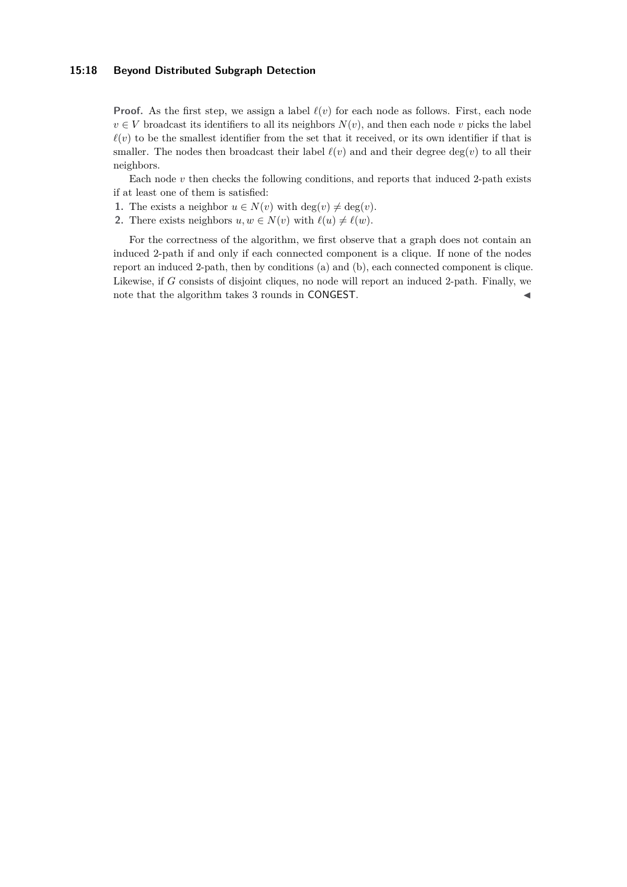**Proof.** As the first step, we assign a label $\ell(v)$ for each node as follows. First, each node $v \in V$ broadcast its identifiers to all its neighbors $N(v)$, and then each node $v$ picks the label $\ell(v)$ to be the smallest identifier from the set that it received, or its own identifier if that is smaller. The nodes then broadcast their label $\ell(v)$ and and their degree $\deg(v)$ to all their neighbors.

Each node $v$ then checks the following conditions, and reports that induced 2-path exists if at least one of them is satisfied:

1. The exists a neighbor $u \in N(v)$ with $\deg(v) \neq \deg(v)$.
2. There exists neighbors $u, w \in N(v)$ with $\ell(u) \neq \ell(w)$.

For the correctness of the algorithm, we first observe that a graph does not contain an induced 2-path if and only if each connected component is a clique. If none of the nodes report an induced 2-path, then by conditions (a) and (b), each connected component is clique. Likewise, if $G$ consists of disjoint cliques, no node will report an induced 2-path. Finally, we note that the algorithm takes 3 rounds in CONGEST. ◀